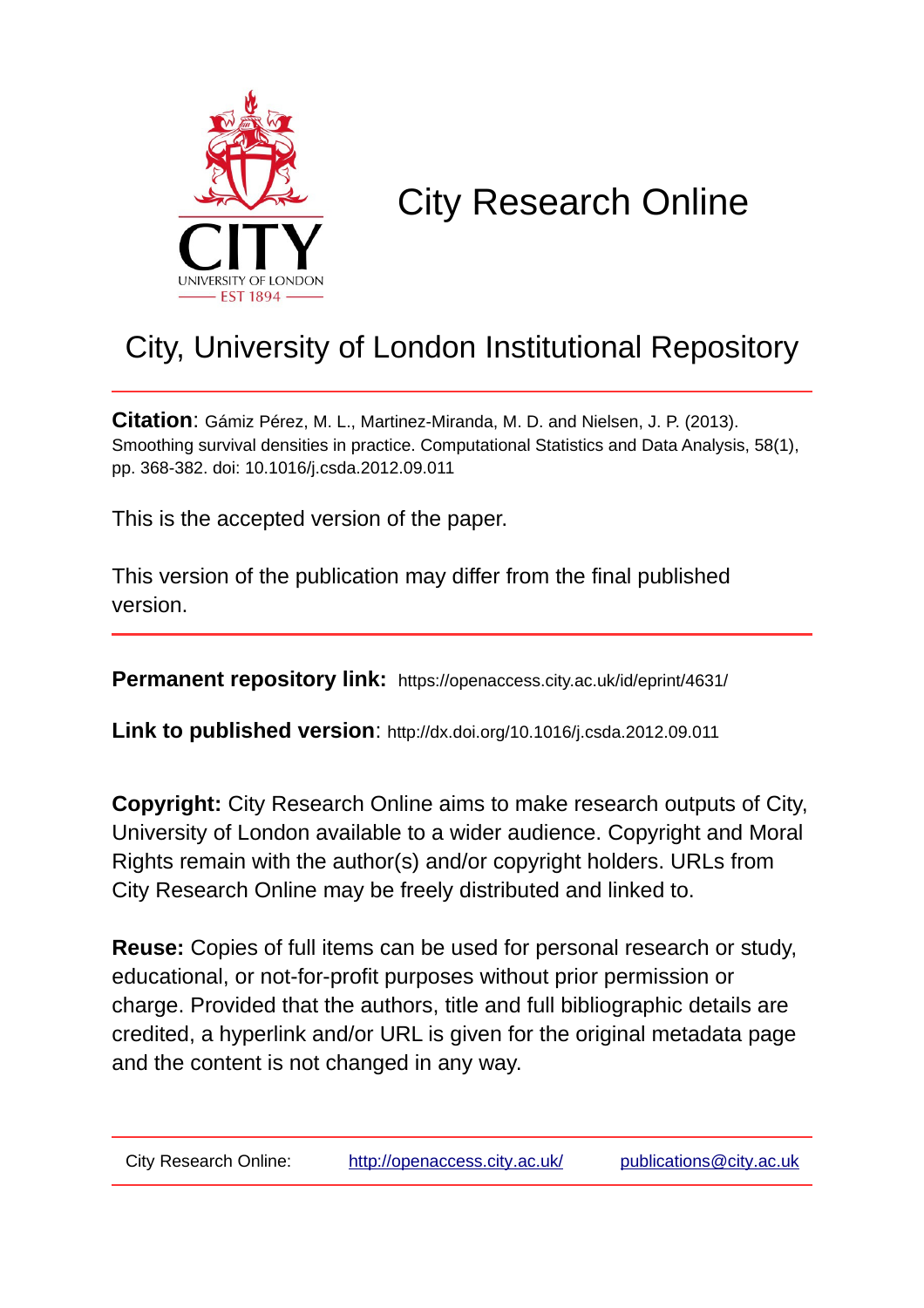# City Research Online

## City, University of London Institutional Repository

**Citation**: Gámiz Pérez, M. L., Martinez-Miranda, M. D. and Nielsen, J. P. (2013). Smoothing survival densities in practice. Computational Statistics and Data Analysis, 58(1), pp. 368-382. doi: 10.1016/j.csda.2012.09.011

This is the accepted version of the paper.

This version of the publication may differ from the final published version.

---

**Permanent repository link:** https://openaccess.city.ac.uk/id/eprint/4631/

**Link to published version**: http://dx.doi.org/10.1016/j.csda.2012.09.011

**Copyright:** City Research Online aims to make research outputs of City, University of London available to a wider audience. Copyright and Moral Rights remain with the author(s) and/or copyright holders. URLs from City Research Online may be freely distributed and linked to.

**Reuse:** Copies of full items can be used for personal research or study, educational, or not-for-profit purposes without prior permission or charge. Provided that the authors, title and full bibliographic details are credited, a hyperlink and/or URL is given for the original metadata page and the content is not changed in any way.

---

City Research Online: http://openaccess.city.ac.uk/ publications@city.ac.uk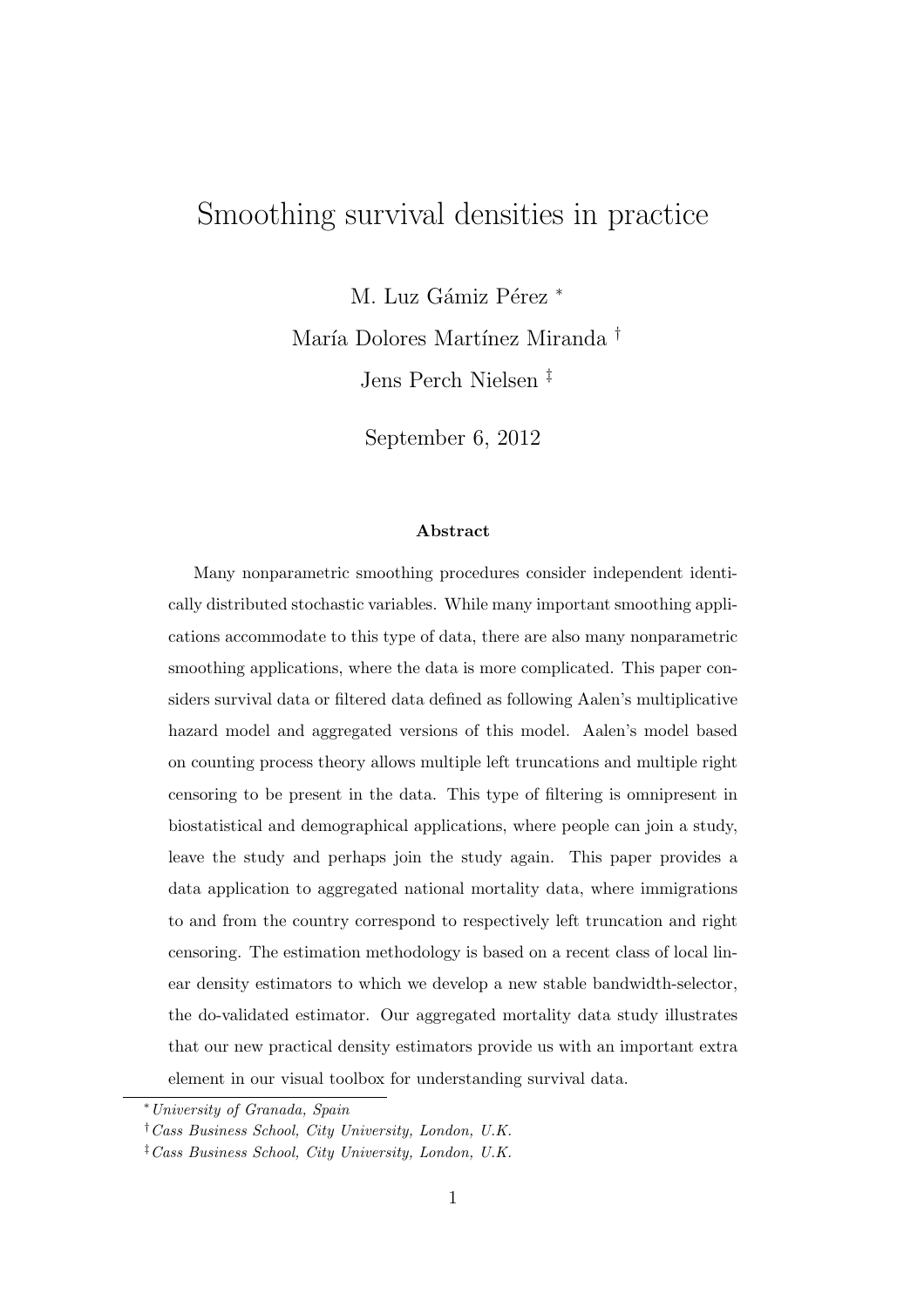# Smoothing survival densities in practice

M. Luz Gámiz Pérez [*]

María Dolores Martínez Miranda [†]

Jens Perch Nielsen [‡]

September 6, 2012

### Abstract

Many nonparametric smoothing procedures consider independent identically distributed stochastic variables. While many important smoothing applications accommodate to this type of data, there are also many nonparametric smoothing applications, where the data is more complicated. This paper considers survival data or filtered data defined as following Aalen's multiplicative hazard model and aggregated versions of this model. Aalen's model based on counting process theory allows multiple left truncations and multiple right censoring to be present in the data. This type of filtering is omnipresent in biostatistical and demographical applications, where people can join a study, leave the study and perhaps join the study again. This paper provides a data application to aggregated national mortality data, where immigrations to and from the country correspond to respectively left truncation and right censoring. The estimation methodology is based on a recent class of local linear density estimators to which we develop a new stable bandwidth-selector, the do-validated estimator. Our aggregated mortality data study illustrates that our new practical density estimators provide us with an important extra element in our visual toolbox for understanding survival data.

---

[*] *University of Granada, Spain*

[†] *Cass Business School, City University, London, U.K.*

[‡] *Cass Business School, City University, London, U.K.*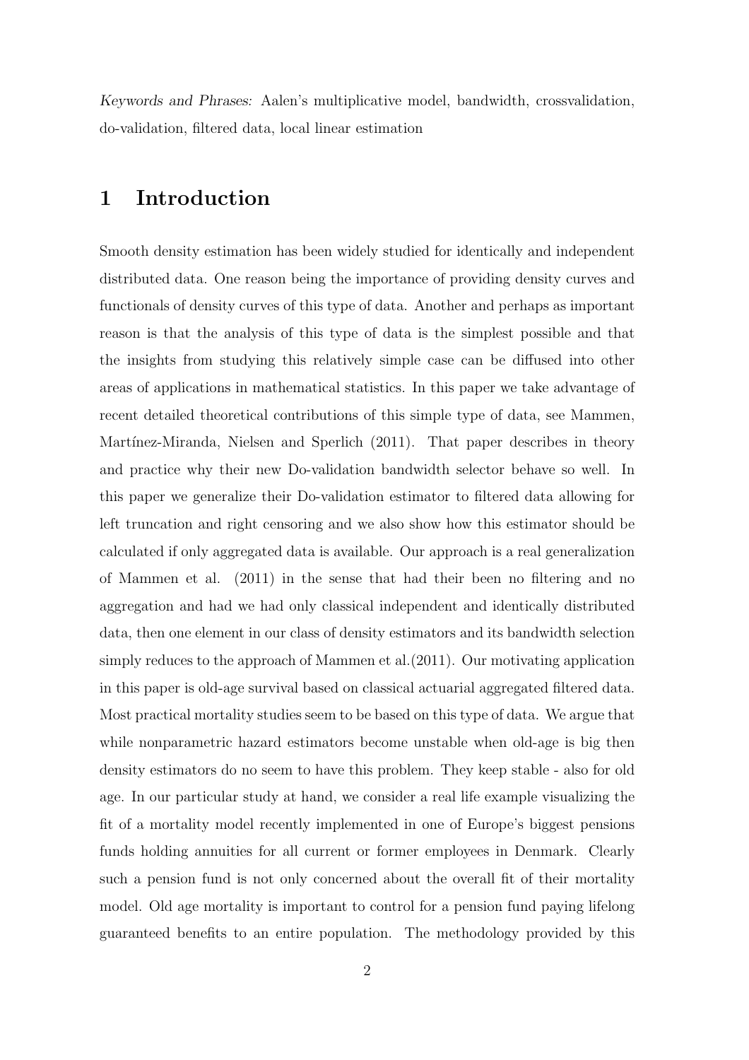*Keywords and Phrases:* Aalen's multiplicative model, bandwidth, crossvalidation, do-validation, filtered data, local linear estimation

## 1 Introduction

Smooth density estimation has been widely studied for identically and independent distributed data. One reason being the importance of providing density curves and functionals of density curves of this type of data. Another and perhaps as important reason is that the analysis of this type of data is the simplest possible and that the insights from studying this relatively simple case can be diffused into other areas of applications in mathematical statistics. In this paper we take advantage of recent detailed theoretical contributions of this simple type of data, see Mammen, Martínez-Miranda, Nielsen and Sperlich (2011). That paper describes in theory and practice why their new Do-validation bandwidth selector behave so well. In this paper we generalize their Do-validation estimator to filtered data allowing for left truncation and right censoring and we also show how this estimator should be calculated if only aggregated data is available. Our approach is a real generalization of Mammen et al. (2011) in the sense that had their been no filtering and no aggregation and had we had only classical independent and identically distributed data, then one element in our class of density estimators and its bandwidth selection simply reduces to the approach of Mammen et al.(2011). Our motivating application in this paper is old-age survival based on classical actuarial aggregated filtered data. Most practical mortality studies seem to be based on this type of data. We argue that while nonparametric hazard estimators become unstable when old-age is big then density estimators do no seem to have this problem. They keep stable - also for old age. In our particular study at hand, we consider a real life example visualizing the fit of a mortality model recently implemented in one of Europe's biggest pensions funds holding annuities for all current or former employees in Denmark. Clearly such a pension fund is not only concerned about the overall fit of their mortality model. Old age mortality is important to control for a pension fund paying lifelong guaranteed benefits to an entire population. The methodology provided by this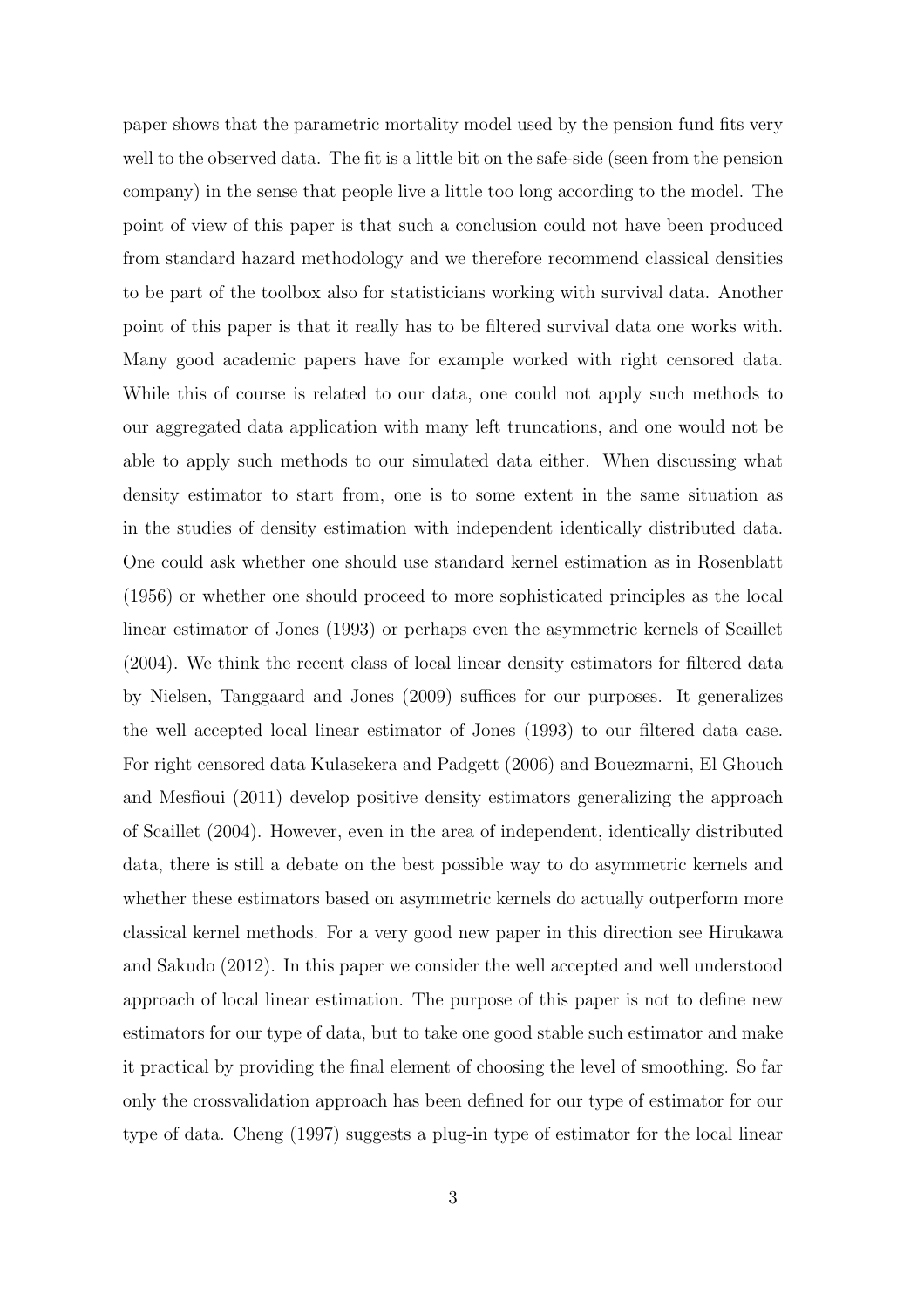paper shows that the parametric mortality model used by the pension fund fits very well to the observed data. The fit is a little bit on the safe-side (seen from the pension company) in the sense that people live a little too long according to the model. The point of view of this paper is that such a conclusion could not have been produced from standard hazard methodology and we therefore recommend classical densities to be part of the toolbox also for statisticians working with survival data. Another point of this paper is that it really has to be filtered survival data one works with. Many good academic papers have for example worked with right censored data. While this of course is related to our data, one could not apply such methods to our aggregated data application with many left truncations, and one would not be able to apply such methods to our simulated data either. When discussing what density estimator to start from, one is to some extent in the same situation as in the studies of density estimation with independent identically distributed data. One could ask whether one should use standard kernel estimation as in Rosenblatt (1956) or whether one should proceed to more sophisticated principles as the local linear estimator of Jones (1993) or perhaps even the asymmetric kernels of Scaillet (2004). We think the recent class of local linear density estimators for filtered data by Nielsen, Tanggaard and Jones (2009) suffices for our purposes. It generalizes the well accepted local linear estimator of Jones (1993) to our filtered data case. For right censored data Kulasekera and Padgett (2006) and Bouezmarni, El Ghouch and Mesfioui (2011) develop positive density estimators generalizing the approach of Scaillet (2004). However, even in the area of independent, identically distributed data, there is still a debate on the best possible way to do asymmetric kernels and whether these estimators based on asymmetric kernels do actually outperform more classical kernel methods. For a very good new paper in this direction see Hirukawa and Sakudo (2012). In this paper we consider the well accepted and well understood approach of local linear estimation. The purpose of this paper is not to define new estimators for our type of data, but to take one good stable such estimator and make it practical by providing the final element of choosing the level of smoothing. So far only the crossvalidation approach has been defined for our type of estimator for our type of data. Cheng (1997) suggests a plug-in type of estimator for the local linear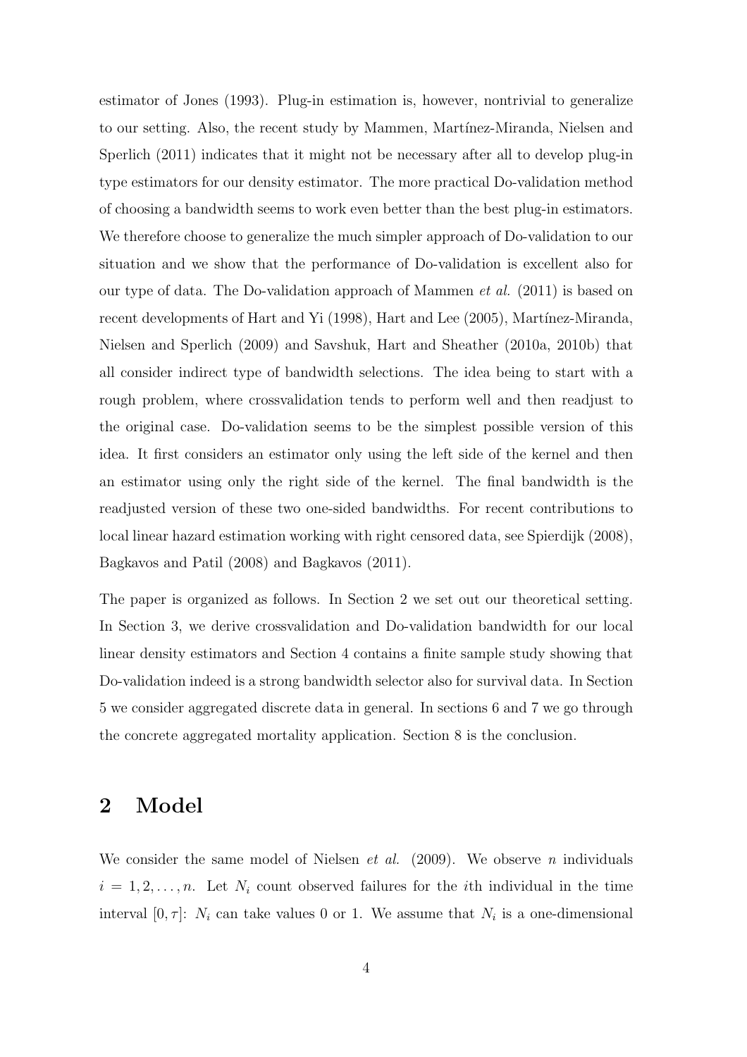estimator of Jones (1993). Plug-in estimation is, however, nontrivial to generalize to our setting. Also, the recent study by Mammen, Martínez-Miranda, Nielsen and Sperlich (2011) indicates that it might not be necessary after all to develop plug-in type estimators for our density estimator. The more practical Do-validation method of choosing a bandwidth seems to work even better than the best plug-in estimators. We therefore choose to generalize the much simpler approach of Do-validation to our situation and we show that the performance of Do-validation is excellent also for our type of data. The Do-validation approach of Mammen *et al.* (2011) is based on recent developments of Hart and Yi (1998), Hart and Lee (2005), Martínez-Miranda, Nielsen and Sperlich (2009) and Savshuk, Hart and Sheather (2010a, 2010b) that all consider indirect type of bandwidth selections. The idea being to start with a rough problem, where crossvalidation tends to perform well and then readjust to the original case. Do-validation seems to be the simplest possible version of this idea. It first considers an estimator only using the left side of the kernel and then an estimator using only the right side of the kernel. The final bandwidth is the readjusted version of these two one-sided bandwidths. For recent contributions to local linear hazard estimation working with right censored data, see Spierdijk (2008), Bagkavos and Patil (2008) and Bagkavos (2011).

The paper is organized as follows. In Section 2 we set out our theoretical setting. In Section 3, we derive crossvalidation and Do-validation bandwidth for our local linear density estimators and Section 4 contains a finite sample study showing that Do-validation indeed is a strong bandwidth selector also for survival data. In Section 5 we consider aggregated discrete data in general. In sections 6 and 7 we go through the concrete aggregated mortality application. Section 8 is the conclusion.

## 2 Model

We consider the same model of Nielsen *et al.* (2009). We observe $n$ individuals $i = 1, 2, \ldots, n$. Let $N_i$ count observed failures for the $i$th individual in the time interval $[0, \tau]$: $N_i$ can take values 0 or 1. We assume that $N_i$ is a one-dimensional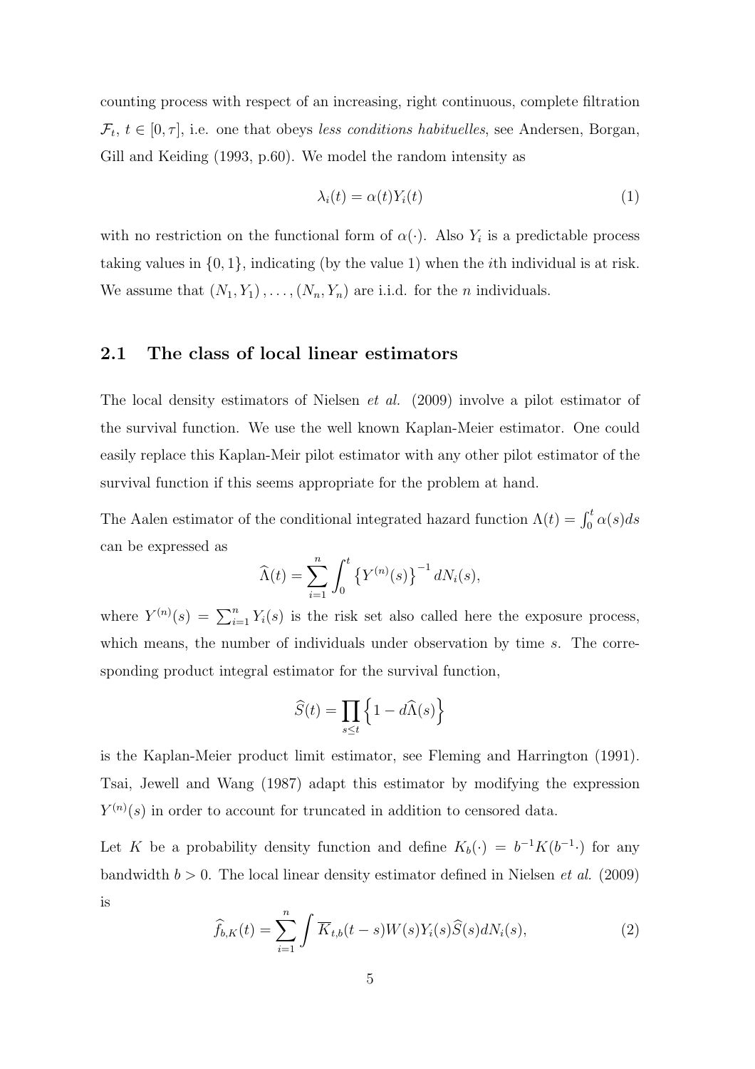counting process with respect of an increasing, right continuous, complete filtration $\mathcal{F}_t$, $t \in [0, \tau]$, i.e. one that obeys *less conditions habituelles*, see Andersen, Borgan, Gill and Keiding (1993, p.60). We model the random intensity as

$$\lambda_i(t) = \alpha(t) Y_i(t) \tag{1}$$

with no restriction on the functional form of $\alpha(\cdot)$. Also $Y_i$ is a predictable process taking values in $\{0, 1\}$, indicating (by the value 1) when the $i$th individual is at risk. We assume that $(N_1, Y_1), \ldots, (N_n, Y_n)$ are i.i.d. for the $n$ individuals.

## 2.1 The class of local linear estimators

The local density estimators of Nielsen *et al.* (2009) involve a pilot estimator of the survival function. We use the well known Kaplan-Meier estimator. One could easily replace this Kaplan-Meir pilot estimator with any other pilot estimator of the survival function if this seems appropriate for the problem at hand.

The Aalen estimator of the conditional integrated hazard function $\Lambda(t) = \int_0^t \alpha(s) ds$ can be expressed as

$$\widehat{\Lambda}(t) = \sum_{i=1}^{n} \int_0^t \left\{ Y^{(n)}(s) \right\}^{-1} dN_i(s),$$

where $Y^{(n)}(s) = \sum_{i=1}^{n} Y_i(s)$ is the risk set also called here the exposure process, which means, the number of individuals under observation by time $s$. The corresponding product integral estimator for the survival function,

$$\widehat{S}(t) = \prod_{s \leq t} \left\{ 1 - d\widehat{\Lambda}(s) \right\}$$

is the Kaplan-Meier product limit estimator, see Fleming and Harrington (1991). Tsai, Jewell and Wang (1987) adapt this estimator by modifying the expression $Y^{(n)}(s)$ in order to account for truncated in addition to censored data.

Let $K$ be a probability density function and define $K_b(\cdot) = b^{-1} K(b^{-1} \cdot)$ for any bandwidth $b > 0$. The local linear density estimator defined in Nielsen *et al.* (2009) is

$$\widehat{f}_{b,K}(t) = \sum_{i=1}^{n} \int \overline{K}_{t,b}(t-s) W(s) Y_i(s) \widehat{S}(s) dN_i(s), \tag{2}$$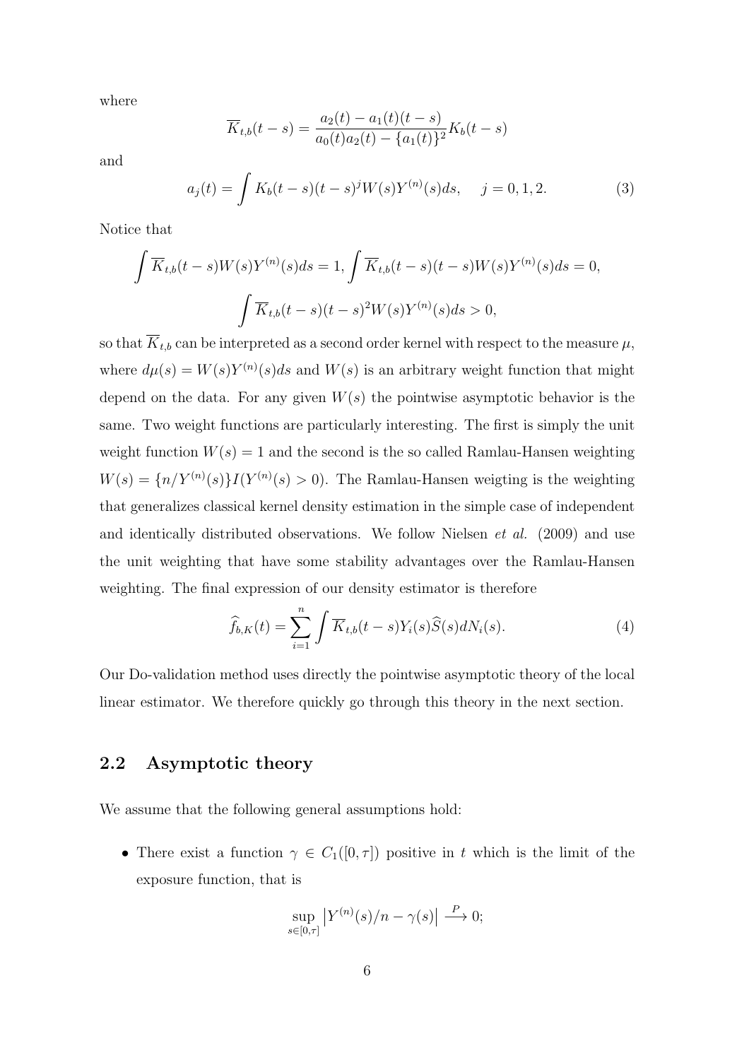where

$$\overline{K}_{t,b}(t-s) = \frac{a_2(t) - a_1(t)(t-s)}{a_0(t)a_2(t) - \{a_1(t)\}^2} K_b(t-s)$$

and

$$a_j(t) = \int K_b(t-s)(t-s)^j W(s) Y^{(n)}(s) ds, \quad j = 0, 1, 2. \tag{3}$$

Notice that

$$\int \overline{K}_{t,b}(t-s) W(s) Y^{(n)}(s) ds = 1, \int \overline{K}_{t,b}(t-s)(t-s) W(s) Y^{(n)}(s) ds = 0,$$

$$\int \overline{K}_{t,b}(t-s)(t-s)^2 W(s) Y^{(n)}(s) ds > 0,$$

so that $\overline{K}_{t,b}$ can be interpreted as a second order kernel with respect to the measure $\mu$, where $d\mu(s) = W(s)Y^{(n)}(s)ds$ and $W(s)$ is an arbitrary weight function that might depend on the data. For any given $W(s)$ the pointwise asymptotic behavior is the same. Two weight functions are particularly interesting. The first is simply the unit weight function $W(s) = 1$ and the second is the so called Ramlau-Hansen weighting $W(s) = \{n/Y^{(n)}(s)\} I(Y^{(n)}(s) > 0)$. The Ramlau-Hansen weigting is the weighting that generalizes classical kernel density estimation in the simple case of independent and identically distributed observations. We follow Nielsen *et al.* (2009) and use the unit weighting that have some stability advantages over the Ramlau-Hansen weighting. The final expression of our density estimator is therefore

$$\widehat{f}_{b,K}(t) = \sum_{i=1}^{n} \int \overline{K}_{t,b}(t-s) Y_i(s) \widehat{S}(s) dN_i(s). \tag{4}$$

Our Do-validation method uses directly the pointwise asymptotic theory of the local linear estimator. We therefore quickly go through this theory in the next section.

## 2.2 Asymptotic theory

We assume that the following general assumptions hold:

- There exist a function $\gamma \in C_1([0, \tau])$ positive in $t$ which is the limit of the exposure function, that is

$$\sup_{s \in [0,\tau]} \left| Y^{(n)}(s)/n - \gamma(s) \right| \xrightarrow{P} 0;$$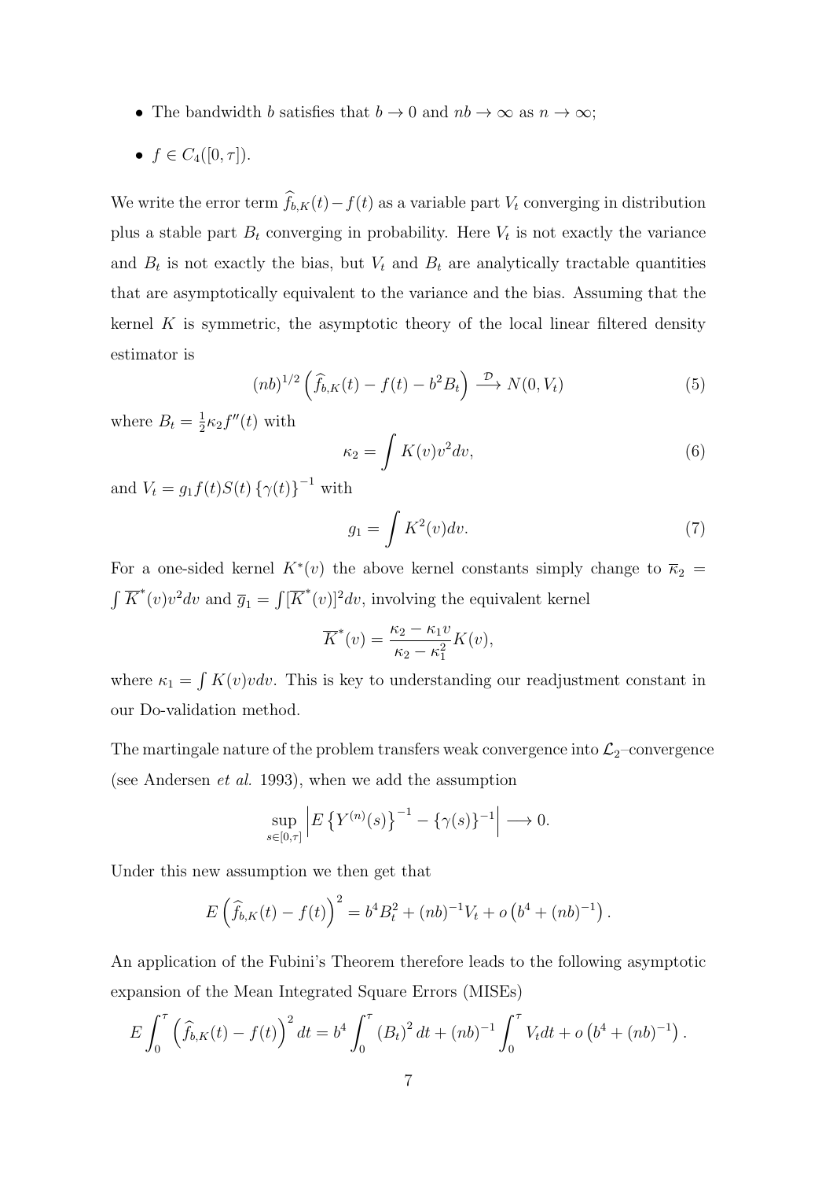- The bandwidth $b$ satisfies that $b \to 0$ and $nb \to \infty$ as $n \to \infty$;
- $f \in C_4([0,\tau])$.

We write the error term $\widehat{f}_{b,K}(t) - f(t)$ as a variable part $V_t$ converging in distribution plus a stable part $B_t$ converging in probability. Here $V_t$ is not exactly the variance and $B_t$ is not exactly the bias, but $V_t$ and $B_t$ are analytically tractable quantities that are asymptotically equivalent to the variance and the bias. Assuming that the kernel $K$ is symmetric, the asymptotic theory of the local linear filtered density estimator is

$$(nb)^{1/2}\left(\widehat{f}_{b,K}(t) - f(t) - b^2 B_t\right) \xrightarrow{\mathcal{D}} N(0, V_t) \tag{5}$$

where $B_t = \frac{1}{2}\kappa_2 f''(t)$ with

$$\kappa_2 = \int K(v) v^2 dv, \tag{6}$$

and $V_t = g_1 f(t) S(t) \{\gamma(t)\}^{-1}$ with

$$g_1 = \int K^2(v) dv. \tag{7}$$

For a one-sided kernel $K^*(v)$ the above kernel constants simply change to $\overline{\kappa}_2 = \int \overline{K}^*(v) v^2 dv$ and $\overline{g}_1 = \int [\overline{K}^*(v)]^2 dv$, involving the equivalent kernel

$$\overline{K}^*(v) = \frac{\kappa_2 - \kappa_1 v}{\kappa_2 - \kappa_1^2} K(v),$$

where $\kappa_1 = \int K(v) v dv$. This is key to understanding our readjustment constant in our Do-validation method.

The martingale nature of the problem transfers weak convergence into $\mathcal{L}_2$–convergence (see Andersen *et al.* 1993), when we add the assumption

$$\sup_{s \in [0,\tau]} \left| E\left\{Y^{(n)}(s)\right\}^{-1} - \{\gamma(s)\}^{-1} \right| \longrightarrow 0.$$

Under this new assumption we then get that

$$E\left(\widehat{f}_{b,K}(t) - f(t)\right)^2 = b^4 B_t^2 + (nb)^{-1} V_t + o\left(b^4 + (nb)^{-1}\right).$$

An application of the Fubini's Theorem therefore leads to the following asymptotic expansion of the Mean Integrated Square Errors (MISEs)

$$E \int_0^\tau \left(\widehat{f}_{b,K}(t) - f(t)\right)^2 dt = b^4 \int_0^\tau (B_t)^2 dt + (nb)^{-1} \int_0^\tau V_t dt + o\left(b^4 + (nb)^{-1}\right).$$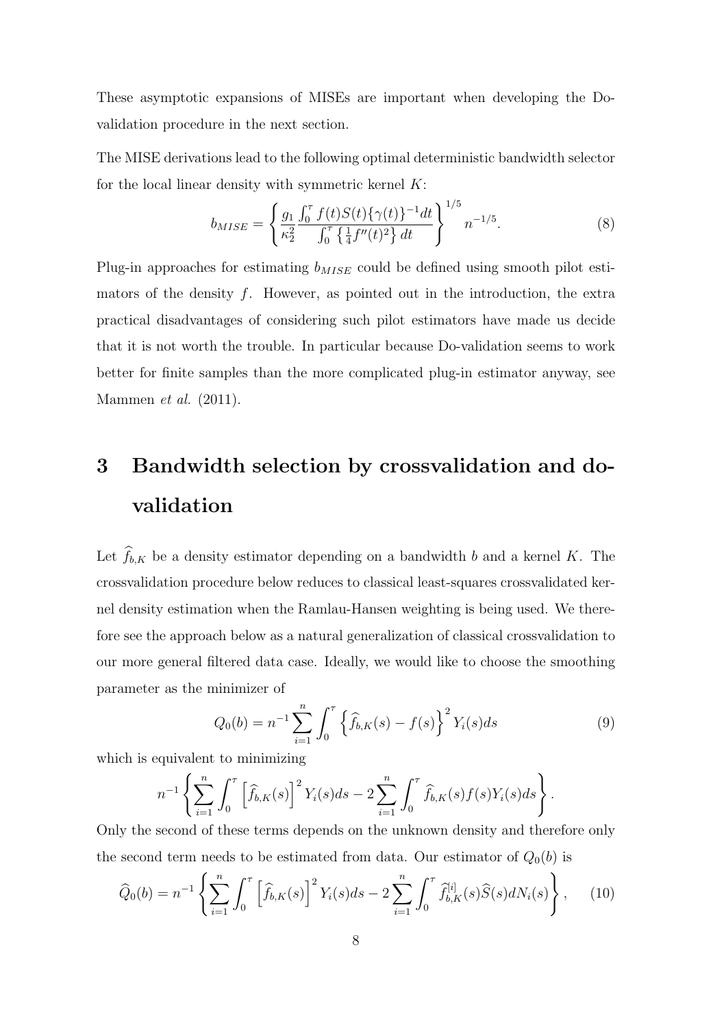These asymptotic expansions of MISEs are important when developing the Do-validation procedure in the next section.

The MISE derivations lead to the following optimal deterministic bandwidth selector for the local linear density with symmetric kernel $K$:

$$b_{MISE} = \left\{ \frac{g_1}{\kappa_2^2} \frac{\int_0^\tau f(t) S(t) \{\gamma(t)\}^{-1} dt}{\int_0^\tau \left\{ \frac{1}{4} f''(t)^2 \right\} dt} \right\}^{1/5} n^{-1/5}. \tag{8}$$

Plug-in approaches for estimating $b_{MISE}$ could be defined using smooth pilot estimators of the density $f$. However, as pointed out in the introduction, the extra practical disadvantages of considering such pilot estimators have made us decide that it is not worth the trouble. In particular because Do-validation seems to work better for finite samples than the more complicated plug-in estimator anyway, see Mammen *et al.* (2011).

# 3 Bandwidth selection by crossvalidation and do-validation

Let $\widehat{f}_{b,K}$ be a density estimator depending on a bandwidth $b$ and a kernel $K$. The crossvalidation procedure below reduces to classical least-squares crossvalidated kernel density estimation when the Ramlau-Hansen weighting is being used. We therefore see the approach below as a natural generalization of classical crossvalidation to our more general filtered data case. Ideally, we would like to choose the smoothing parameter as the minimizer of

$$Q_0(b) = n^{-1} \sum_{i=1}^n \int_0^\tau \left\{ \widehat{f}_{b,K}(s) - f(s) \right\}^2 Y_i(s) ds \tag{9}$$

which is equivalent to minimizing

$$n^{-1} \left\{ \sum_{i=1}^n \int_0^\tau \left[ \widehat{f}_{b,K}(s) \right]^2 Y_i(s) ds - 2 \sum_{i=1}^n \int_0^\tau \widehat{f}_{b,K}(s) f(s) Y_i(s) ds \right\}.$$

Only the second of these terms depends on the unknown density and therefore only the second term needs to be estimated from data. Our estimator of $Q_0(b)$ is

$$\widehat{Q}_0(b) = n^{-1} \left\{ \sum_{i=1}^n \int_0^\tau \left[ \widehat{f}_{b,K}(s) \right]^2 Y_i(s) ds - 2 \sum_{i=1}^n \int_0^\tau \widehat{f}_{b,K}^{[i]}(s) \widehat{S}(s) dN_i(s) \right\}, \tag{10}$$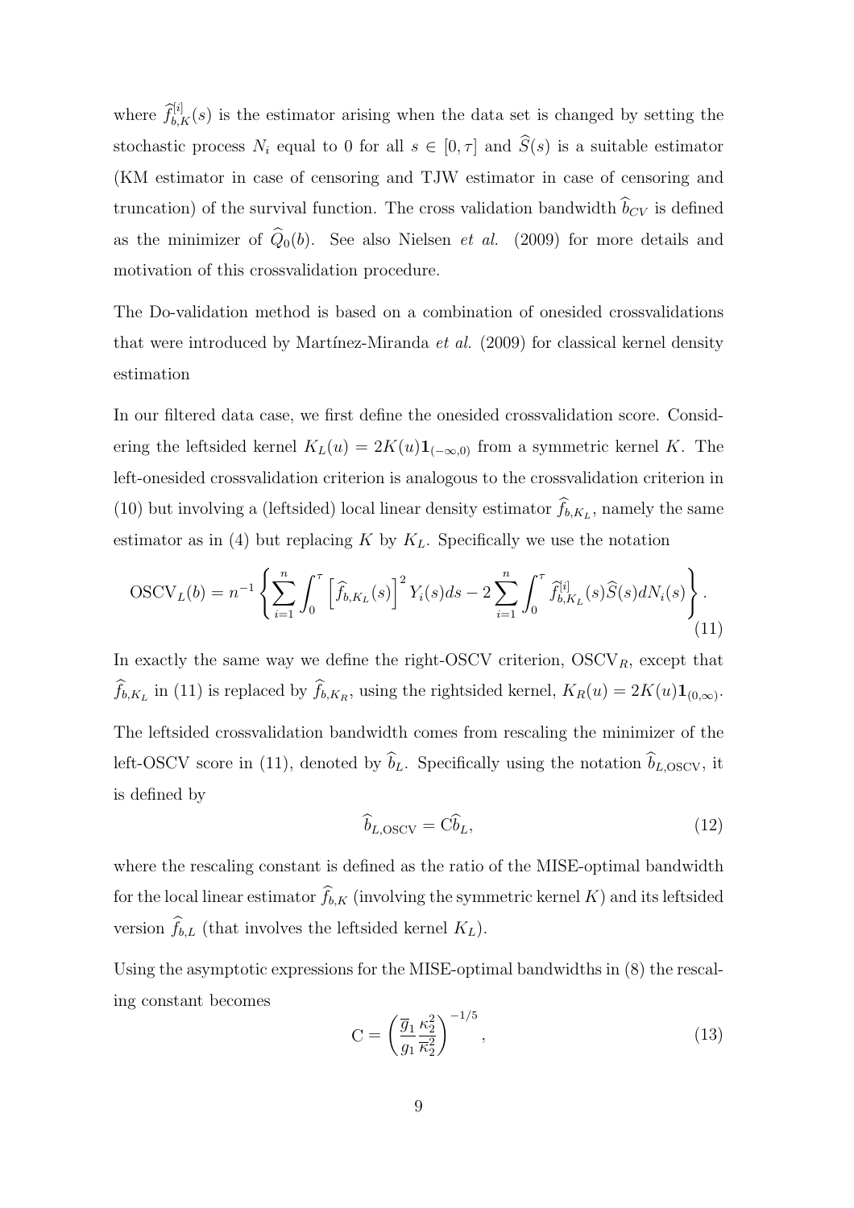where $\widehat{f}_{b,K}^{[i]}(s)$ is the estimator arising when the data set is changed by setting the stochastic process $N_i$ equal to 0 for all $s \in [0, \tau]$ and $\widehat{S}(s)$ is a suitable estimator (KM estimator in case of censoring and TJW estimator in case of censoring and truncation) of the survival function. The cross validation bandwidth $\widehat{b}_{CV}$ is defined as the minimizer of $\widehat{Q}_0(b)$. See also Nielsen *et al.* (2009) for more details and motivation of this crossvalidation procedure.

The Do-validation method is based on a combination of onesided crossvalidations that were introduced by Martínez-Miranda *et al.* (2009) for classical kernel density estimation

In our filtered data case, we first define the onesided crossvalidation score. Considering the leftsided kernel $K_L(u) = 2K(u)\mathbf{1}_{(-\infty,0)}$ from a symmetric kernel $K$. The left-onesided crossvalidation criterion is analogous to the crossvalidation criterion in (10) but involving a (leftsided) local linear density estimator $\widehat{f}_{b,K_L}$, namely the same estimator as in (4) but replacing $K$ by $K_L$. Specifically we use the notation

$$\mathrm{OSCV}_L(b) = n^{-1} \left\{ \sum_{i=1}^{n} \int_0^{\tau} \left[ \widehat{f}_{b,K_L}(s) \right]^2 Y_i(s) ds - 2 \sum_{i=1}^{n} \int_0^{\tau} \widehat{f}_{b,K_L}^{[i]}(s) \widehat{S}(s) dN_i(s) \right\}. \tag{11}$$

In exactly the same way we define the right-OSCV criterion, $\mathrm{OSCV}_R$, except that $\widehat{f}_{b,K_L}$ in (11) is replaced by $\widehat{f}_{b,K_R}$, using the rightsided kernel, $K_R(u) = 2K(u)\mathbf{1}_{(0,\infty)}$.

The leftsided crossvalidation bandwidth comes from rescaling the minimizer of the left-OSCV score in (11), denoted by $\widehat{b}_L$. Specifically using the notation $\widehat{b}_{L,\mathrm{OSCV}}$, it is defined by

$$\widehat{b}_{L,\mathrm{OSCV}} = \mathrm{C}\widehat{b}_L, \tag{12}$$

where the rescaling constant is defined as the ratio of the MISE-optimal bandwidth for the local linear estimator $\widehat{f}_{b,K}$ (involving the symmetric kernel $K$) and its leftsided version $\widehat{f}_{b,L}$ (that involves the leftsided kernel $K_L$).

Using the asymptotic expressions for the MISE-optimal bandwidths in (8) the rescaling constant becomes

$$\mathrm{C} = \left( \frac{\overline{g}_1}{g_1} \frac{\kappa_2^2}{\overline{\kappa}_2^2} \right)^{-1/5}, \tag{13}$$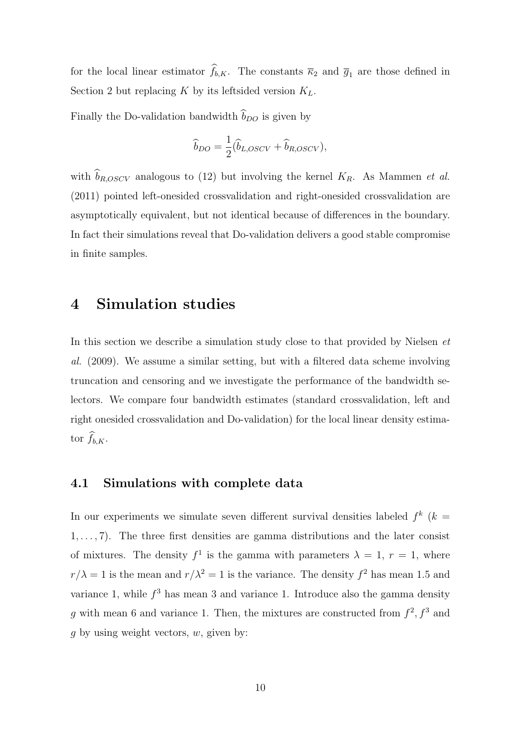for the local linear estimator $\widehat{f}_{b,K}$. The constants $\overline{\kappa}_2$ and $\overline{g}_1$ are those defined in Section 2 but replacing $K$ by its leftsided version $K_L$.

Finally the Do-validation bandwidth $\widehat{b}_{DO}$ is given by

$$\widehat{b}_{DO} = \frac{1}{2}(\widehat{b}_{L,OSCV} + \widehat{b}_{R,OSCV}),$$

with $\widehat{b}_{R,OSCV}$ analogous to (12) but involving the kernel $K_R$. As Mammen *et al.* (2011) pointed left-onesided crossvalidation and right-onesided crossvalidation are asymptotically equivalent, but not identical because of differences in the boundary. In fact their simulations reveal that Do-validation delivers a good stable compromise in finite samples.

# 4 Simulation studies

In this section we describe a simulation study close to that provided by Nielsen *et al.* (2009). We assume a similar setting, but with a filtered data scheme involving truncation and censoring and we investigate the performance of the bandwidth selectors. We compare four bandwidth estimates (standard crossvalidation, left and right onesided crossvalidation and Do-validation) for the local linear density estimator $\widehat{f}_{b,K}$.

## 4.1 Simulations with complete data

In our experiments we simulate seven different survival densities labeled $f^k$ ($k = 1, \ldots, 7$). The three first densities are gamma distributions and the later consist of mixtures. The density $f^1$ is the gamma with parameters $\lambda = 1$, $r = 1$, where $r/\lambda = 1$ is the mean and $r/\lambda^2 = 1$ is the variance. The density $f^2$ has mean 1.5 and variance 1, while $f^3$ has mean 3 and variance 1. Introduce also the gamma density $g$ with mean 6 and variance 1. Then, the mixtures are constructed from $f^2, f^3$ and $g$ by using weight vectors, $w$, given by: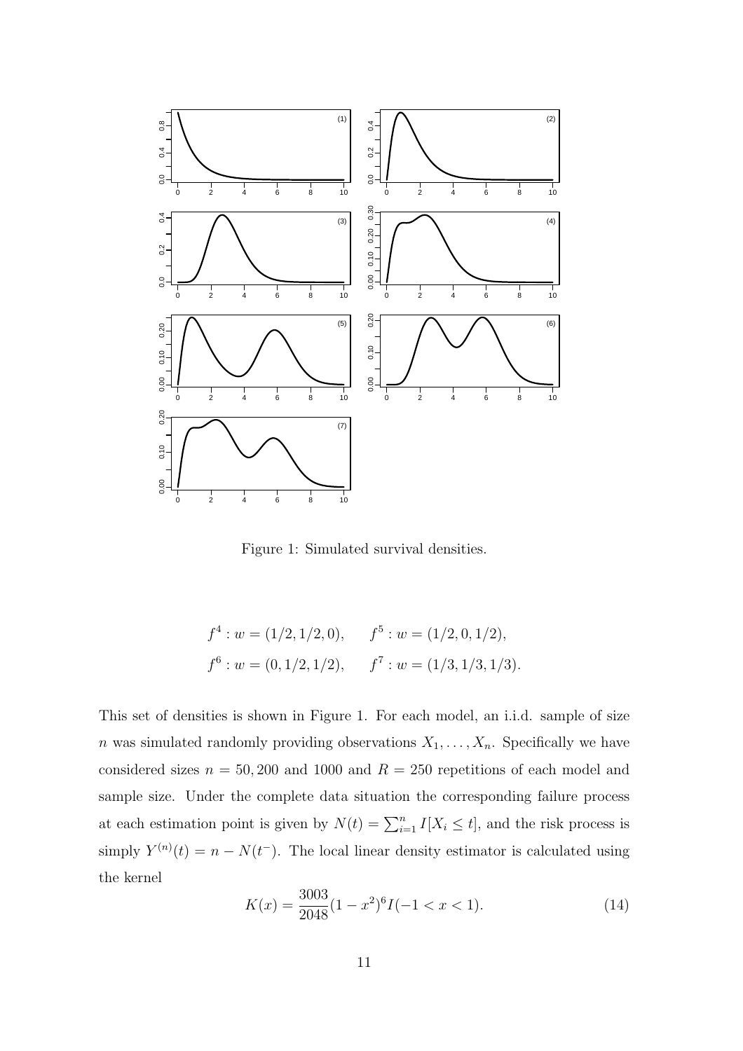Figure 1: Simulated survival densities.

$$f^4 : w = (1/2, 1/2, 0), \qquad f^5 : w = (1/2, 0, 1/2),$$
$$f^6 : w = (0, 1/2, 1/2), \qquad f^7 : w = (1/3, 1/3, 1/3).$$

This set of densities is shown in Figure 1. For each model, an i.i.d. sample of size $n$ was simulated randomly providing observations $X_1, \ldots, X_n$. Specifically we have considered sizes $n = 50, 200$ and $1000$ and $R = 250$ repetitions of each model and sample size. Under the complete data situation the corresponding failure process at each estimation point is given by $N(t) = \sum_{i=1}^{n} I[X_i \leq t]$, and the risk process is simply $Y^{(n)}(t) = n - N(t^-)$. The local linear density estimator is calculated using the kernel

$$K(x) = \frac{3003}{2048}(1 - x^2)^6 I(-1 < x < 1). \tag{14}$$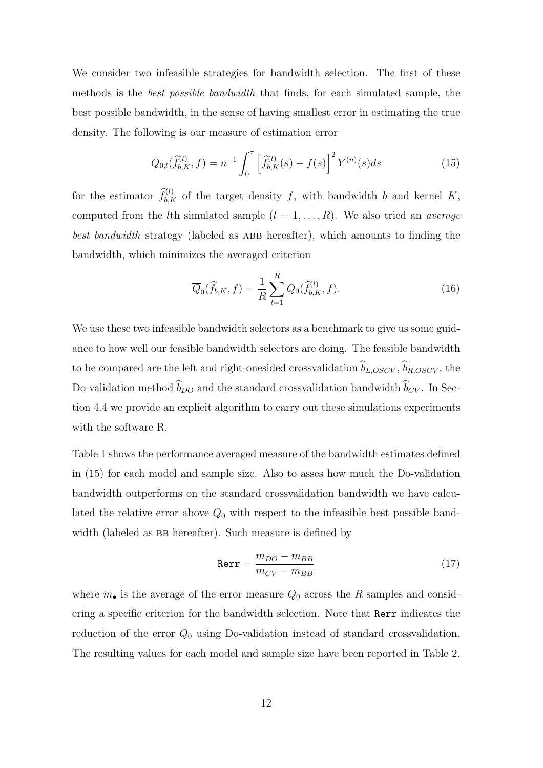We consider two infeasible strategies for bandwidth selection. The first of these methods is the *best possible bandwidth* that finds, for each simulated sample, the best possible bandwidth, in the sense of having smallest error in estimating the true density. The following is our measure of estimation error

$$Q_{0,l}(\widehat{f}_{b,K}^{(l)}, f) = n^{-1} \int_0^{\tau} \left[ \widehat{f}_{b,K}^{(l)}(s) - f(s) \right]^2 Y^{(n)}(s) ds \tag{15}$$

for the estimator $\widehat{f}_{b,K}^{(l)}$ of the target density $f$, with bandwidth $b$ and kernel $K$, computed from the $l$th simulated sample ($l = 1, \ldots, R$). We also tried an *average best bandwidth* strategy (labeled as ABB hereafter), which amounts to finding the bandwidth, which minimizes the averaged criterion

$$\overline{Q}_0(\widehat{f}_{b,K}, f) = \frac{1}{R} \sum_{l=1}^{R} Q_0(\widehat{f}_{b,K}^{(l)}, f). \tag{16}$$

We use these two infeasible bandwidth selectors as a benchmark to give us some guidance to how well our feasible bandwidth selectors are doing. The feasible bandwidth to be compared are the left and right-onesided crossvalidation $\widehat{b}_{L,OSCV}$, $\widehat{b}_{R,OSCV}$, the Do-validation method $\widehat{b}_{DO}$ and the standard crossvalidation bandwidth $\widehat{b}_{CV}$. In Section 4.4 we provide an explicit algorithm to carry out these simulations experiments with the software R.

Table 1 shows the performance averaged measure of the bandwidth estimates defined in (15) for each model and sample size. Also to asses how much the Do-validation bandwidth outperforms on the standard crossvalidation bandwidth we have calculated the relative error above $Q_0$ with respect to the infeasible best possible bandwidth (labeled as BB hereafter). Such measure is defined by

$$\texttt{Rerr} = \frac{m_{DO} - m_{BB}}{m_{CV} - m_{BB}} \tag{17}$$

where $m_\bullet$ is the average of the error measure $Q_0$ across the $R$ samples and considering a specific criterion for the bandwidth selection. Note that `Rerr` indicates the reduction of the error $Q_0$ using Do-validation instead of standard crossvalidation. The resulting values for each model and sample size have been reported in Table 2.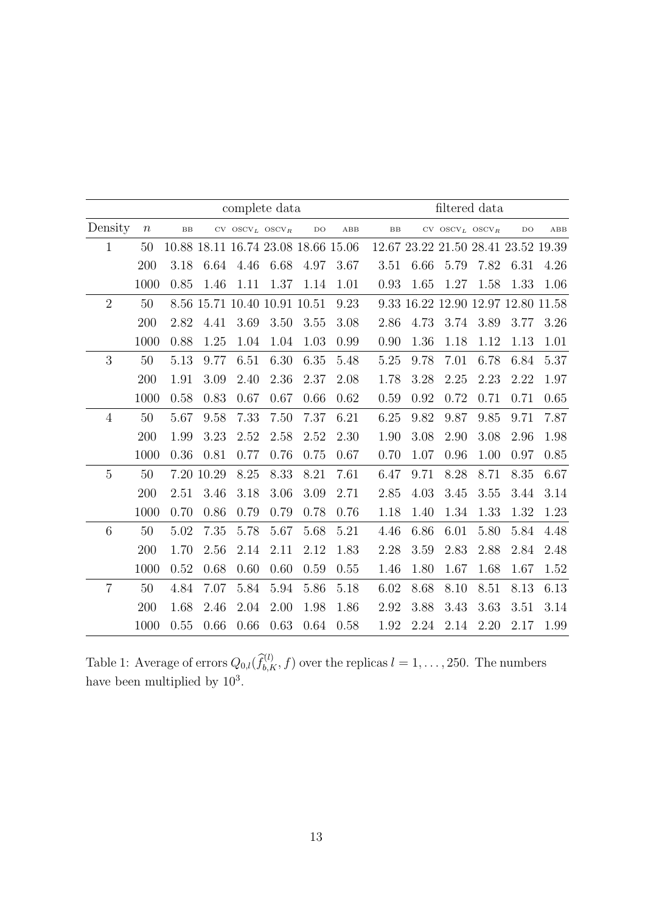| | | complete data | | | | | | filtered data | | | | | |
|---|---|---|---|---|---|---|---|---|---|---|---|---|---|
| Density | $n$ | BB | CV | OSCV$_L$ | OSCV$_R$ | DO | ABB | BB | CV | OSCV$_L$ | OSCV$_R$ | DO | ABB |
| 1 | 50 | 10.88 | 18.11 | 16.74 | 23.08 | 18.66 | 15.06 | 12.67 | 23.22 | 21.50 | 28.41 | 23.52 | 19.39 |
| | 200 | 3.18 | 6.64 | 4.46 | 6.68 | 4.97 | 3.67 | 3.51 | 6.66 | 5.79 | 7.82 | 6.31 | 4.26 |
| | 1000 | 0.85 | 1.46 | 1.11 | 1.37 | 1.14 | 1.01 | 0.93 | 1.65 | 1.27 | 1.58 | 1.33 | 1.06 |
| 2 | 50 | 8.56 | 15.71 | 10.40 | 10.91 | 10.51 | 9.23 | 9.33 | 16.22 | 12.90 | 12.97 | 12.80 | 11.58 |
| | 200 | 2.82 | 4.41 | 3.69 | 3.50 | 3.55 | 3.08 | 2.86 | 4.73 | 3.74 | 3.89 | 3.77 | 3.26 |
| | 1000 | 0.88 | 1.25 | 1.04 | 1.04 | 1.03 | 0.99 | 0.90 | 1.36 | 1.18 | 1.12 | 1.13 | 1.01 |
| 3 | 50 | 5.13 | 9.77 | 6.51 | 6.30 | 6.35 | 5.48 | 5.25 | 9.78 | 7.01 | 6.78 | 6.84 | 5.37 |
| | 200 | 1.91 | 3.09 | 2.40 | 2.36 | 2.37 | 2.08 | 1.78 | 3.28 | 2.25 | 2.23 | 2.22 | 1.97 |
| | 1000 | 0.58 | 0.83 | 0.67 | 0.67 | 0.66 | 0.62 | 0.59 | 0.92 | 0.72 | 0.71 | 0.71 | 0.65 |
| 4 | 50 | 5.67 | 9.58 | 7.33 | 7.50 | 7.37 | 6.21 | 6.25 | 9.82 | 9.87 | 9.85 | 9.71 | 7.87 |
| | 200 | 1.99 | 3.23 | 2.52 | 2.58 | 2.52 | 2.30 | 1.90 | 3.08 | 2.90 | 3.08 | 2.96 | 1.98 |
| | 1000 | 0.36 | 0.81 | 0.77 | 0.76 | 0.75 | 0.67 | 0.70 | 1.07 | 0.96 | 1.00 | 0.97 | 0.85 |
| 5 | 50 | 7.20 | 10.29 | 8.25 | 8.33 | 8.21 | 7.61 | 6.47 | 9.71 | 8.28 | 8.71 | 8.35 | 6.67 |
| | 200 | 2.51 | 3.46 | 3.18 | 3.06 | 3.09 | 2.71 | 2.85 | 4.03 | 3.45 | 3.55 | 3.44 | 3.14 |
| | 1000 | 0.70 | 0.86 | 0.79 | 0.79 | 0.78 | 0.76 | 1.18 | 1.40 | 1.34 | 1.33 | 1.32 | 1.23 |
| 6 | 50 | 5.02 | 7.35 | 5.78 | 5.67 | 5.68 | 5.21 | 4.46 | 6.86 | 6.01 | 5.80 | 5.84 | 4.48 |
| | 200 | 1.70 | 2.56 | 2.14 | 2.11 | 2.12 | 1.83 | 2.28 | 3.59 | 2.83 | 2.88 | 2.84 | 2.48 |
| | 1000 | 0.52 | 0.68 | 0.60 | 0.60 | 0.59 | 0.55 | 1.46 | 1.80 | 1.67 | 1.68 | 1.67 | 1.52 |
| 7 | 50 | 4.84 | 7.07 | 5.84 | 5.94 | 5.86 | 5.18 | 6.02 | 8.68 | 8.10 | 8.51 | 8.13 | 6.13 |
| | 200 | 1.68 | 2.46 | 2.04 | 2.00 | 1.98 | 1.86 | 2.92 | 3.88 | 3.43 | 3.63 | 3.51 | 3.14 |
| | 1000 | 0.55 | 0.66 | 0.66 | 0.63 | 0.64 | 0.58 | 1.92 | 2.24 | 2.14 | 2.20 | 2.17 | 1.99 |

Table 1: Average of errors $Q_{0,l}(\widehat{f}_{b,K}^{(l)}, f)$ over the replicas $l = 1, \ldots, 250$. The numbers have been multiplied by $10^3$.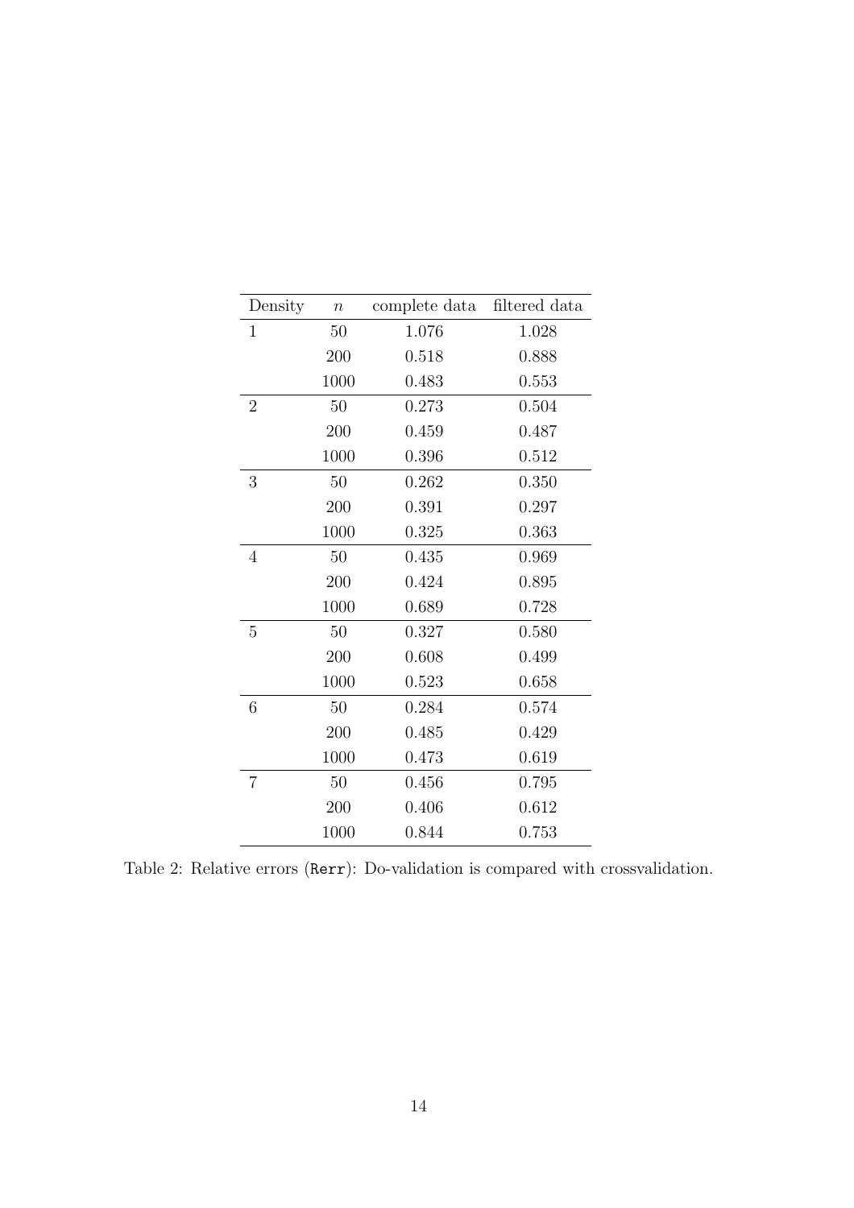| Density | $n$ | complete data | filtered data |
|---|---|---|---|
| 1 | 50 | 1.076 | 1.028 |
| | 200 | 0.518 | 0.888 |
| | 1000 | 0.483 | 0.553 |
| 2 | 50 | 0.273 | 0.504 |
| | 200 | 0.459 | 0.487 |
| | 1000 | 0.396 | 0.512 |
| 3 | 50 | 0.262 | 0.350 |
| | 200 | 0.391 | 0.297 |
| | 1000 | 0.325 | 0.363 |
| 4 | 50 | 0.435 | 0.969 |
| | 200 | 0.424 | 0.895 |
| | 1000 | 0.689 | 0.728 |
| 5 | 50 | 0.327 | 0.580 |
| | 200 | 0.608 | 0.499 |
| | 1000 | 0.523 | 0.658 |
| 6 | 50 | 0.284 | 0.574 |
| | 200 | 0.485 | 0.429 |
| | 1000 | 0.473 | 0.619 |
| 7 | 50 | 0.456 | 0.795 |
| | 200 | 0.406 | 0.612 |
| | 1000 | 0.844 | 0.753 |

Table 2: Relative errors (`Rerr`): Do-validation is compared with crossvalidation.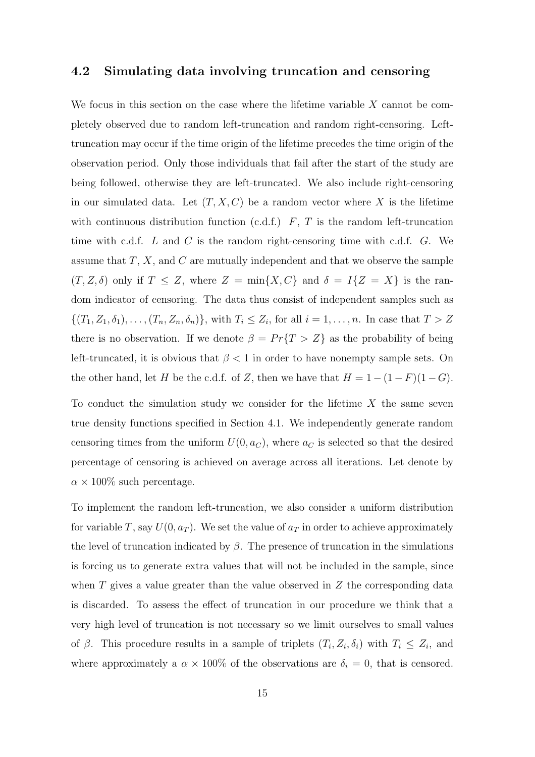### 4.2 Simulating data involving truncation and censoring

We focus in this section on the case where the lifetime variable $X$ cannot be completely observed due to random left-truncation and random right-censoring. Left-truncation may occur if the time origin of the lifetime precedes the time origin of the observation period. Only those individuals that fail after the start of the study are being followed, otherwise they are left-truncated. We also include right-censoring in our simulated data. Let $(T, X, C)$ be a random vector where $X$ is the lifetime with continuous distribution function (c.d.f.) $F$, $T$ is the random left-truncation time with c.d.f. $L$ and $C$ is the random right-censoring time with c.d.f. $G$. We assume that $T$, $X$, and $C$ are mutually independent and that we observe the sample $(T, Z, \delta)$ only if $T \leq Z$, where $Z = \min\{X, C\}$ and $\delta = I\{Z = X\}$ is the random indicator of censoring. The data thus consist of independent samples such as $\{(T_1, Z_1, \delta_1), \ldots, (T_n, Z_n, \delta_n)\}$, with $T_i \leq Z_i$, for all $i = 1, \ldots, n$. In case that $T > Z$ there is no observation. If we denote $\beta = Pr\{T > Z\}$ as the probability of being left-truncated, it is obvious that $\beta < 1$ in order to have nonempty sample sets. On the other hand, let $H$ be the c.d.f. of $Z$, then we have that $H = 1 - (1 - F)(1 - G)$.

To conduct the simulation study we consider for the lifetime $X$ the same seven true density functions specified in Section 4.1. We independently generate random censoring times from the uniform $U(0, a_C)$, where $a_C$ is selected so that the desired percentage of censoring is achieved on average across all iterations. Let denote by $\alpha \times 100\%$ such percentage.

To implement the random left-truncation, we also consider a uniform distribution for variable $T$, say $U(0, a_T)$. We set the value of $a_T$ in order to achieve approximately the level of truncation indicated by $\beta$. The presence of truncation in the simulations is forcing us to generate extra values that will not be included in the sample, since when $T$ gives a value greater than the value observed in $Z$ the corresponding data is discarded. To assess the effect of truncation in our procedure we think that a very high level of truncation is not necessary so we limit ourselves to small values of $\beta$. This procedure results in a sample of triplets $(T_i, Z_i, \delta_i)$ with $T_i \leq Z_i$, and where approximately a $\alpha \times 100\%$ of the observations are $\delta_i = 0$, that is censored.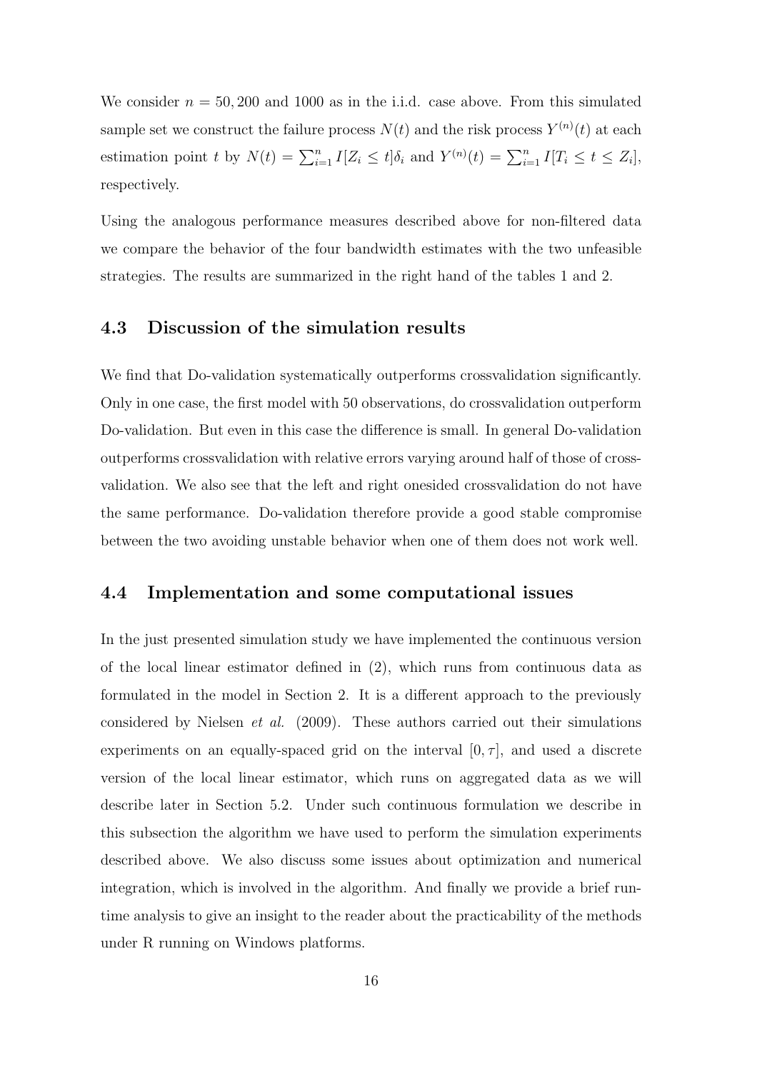We consider $n = 50, 200$ and $1000$ as in the i.i.d. case above. From this simulated sample set we construct the failure process $N(t)$ and the risk process $Y^{(n)}(t)$ at each estimation point $t$ by $N(t) = \sum_{i=1}^{n} I[Z_i \leq t]\delta_i$ and $Y^{(n)}(t) = \sum_{i=1}^{n} I[T_i \leq t \leq Z_i]$, respectively.

Using the analogous performance measures described above for non-filtered data we compare the behavior of the four bandwidth estimates with the two unfeasible strategies. The results are summarized in the right hand of the tables 1 and 2.

### 4.3 Discussion of the simulation results

We find that Do-validation systematically outperforms crossvalidation significantly. Only in one case, the first model with 50 observations, do crossvalidation outperform Do-validation. But even in this case the difference is small. In general Do-validation outperforms crossvalidation with relative errors varying around half of those of crossvalidation. We also see that the left and right onesided crossvalidation do not have the same performance. Do-validation therefore provide a good stable compromise between the two avoiding unstable behavior when one of them does not work well.

### 4.4 Implementation and some computational issues

In the just presented simulation study we have implemented the continuous version of the local linear estimator defined in (2), which runs from continuous data as formulated in the model in Section 2. It is a different approach to the previously considered by Nielsen *et al.* (2009). These authors carried out their simulations experiments on an equally-spaced grid on the interval $[0, \tau]$, and used a discrete version of the local linear estimator, which runs on aggregated data as we will describe later in Section 5.2. Under such continuous formulation we describe in this subsection the algorithm we have used to perform the simulation experiments described above. We also discuss some issues about optimization and numerical integration, which is involved in the algorithm. And finally we provide a brief run-time analysis to give an insight to the reader about the practicability of the methods under R running on Windows platforms.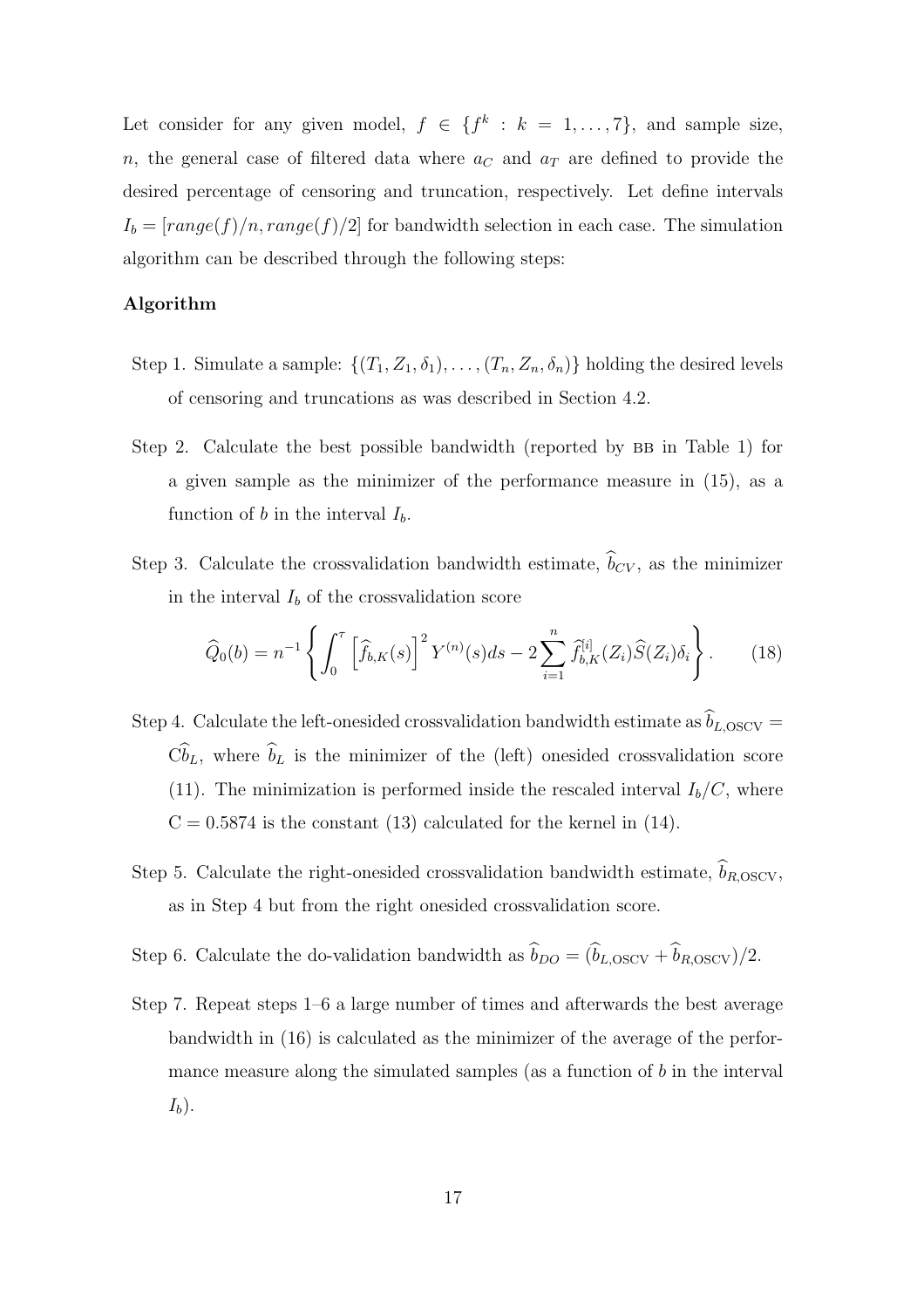Let consider for any given model, $f \in \{f^k : k = 1, \ldots, 7\}$, and sample size, $n$, the general case of filtered data where $a_C$ and $a_T$ are defined to provide the desired percentage of censoring and truncation, respectively. Let define intervals $I_b = [range(f)/n, range(f)/2]$ for bandwidth selection in each case. The simulation algorithm can be described through the following steps:

**Algorithm**

Step 1. Simulate a sample: $\{(T_1, Z_1, \delta_1), \ldots, (T_n, Z_n, \delta_n)\}$ holding the desired levels of censoring and truncations as was described in Section 4.2.

Step 2. Calculate the best possible bandwidth (reported by BB in Table 1) for a given sample as the minimizer of the performance measure in (15), as a function of $b$ in the interval $I_b$.

Step 3. Calculate the crossvalidation bandwidth estimate, $\widehat{b}_{CV}$, as the minimizer in the interval $I_b$ of the crossvalidation score

$$\widehat{Q}_0(b) = n^{-1} \left\{ \int_0^{\tau} \left[\widehat{f}_{b,K}(s)\right]^2 Y^{(n)}(s) ds - 2 \sum_{i=1}^{n} \widehat{f}_{b,K}^{[i]}(Z_i) \widehat{S}(Z_i) \delta_i \right\}. \qquad (18)$$

Step 4. Calculate the left-onesided crossvalidation bandwidth estimate as $\widehat{b}_{L,\mathrm{OSCV}} = \mathrm{C}\widehat{b}_L$, where $\widehat{b}_L$ is the minimizer of the (left) onesided crossvalidation score (11). The minimization is performed inside the rescaled interval $I_b/C$, where $\mathrm{C} = 0.5874$ is the constant (13) calculated for the kernel in (14).

Step 5. Calculate the right-onesided crossvalidation bandwidth estimate, $\widehat{b}_{R,\mathrm{OSCV}}$, as in Step 4 but from the right onesided crossvalidation score.

Step 6. Calculate the do-validation bandwidth as $\widehat{b}_{DO} = (\widehat{b}_{L,\mathrm{OSCV}} + \widehat{b}_{R,\mathrm{OSCV}})/2$.

Step 7. Repeat steps 1–6 a large number of times and afterwards the best average bandwidth in (16) is calculated as the minimizer of the average of the performance measure along the simulated samples (as a function of $b$ in the interval $I_b$).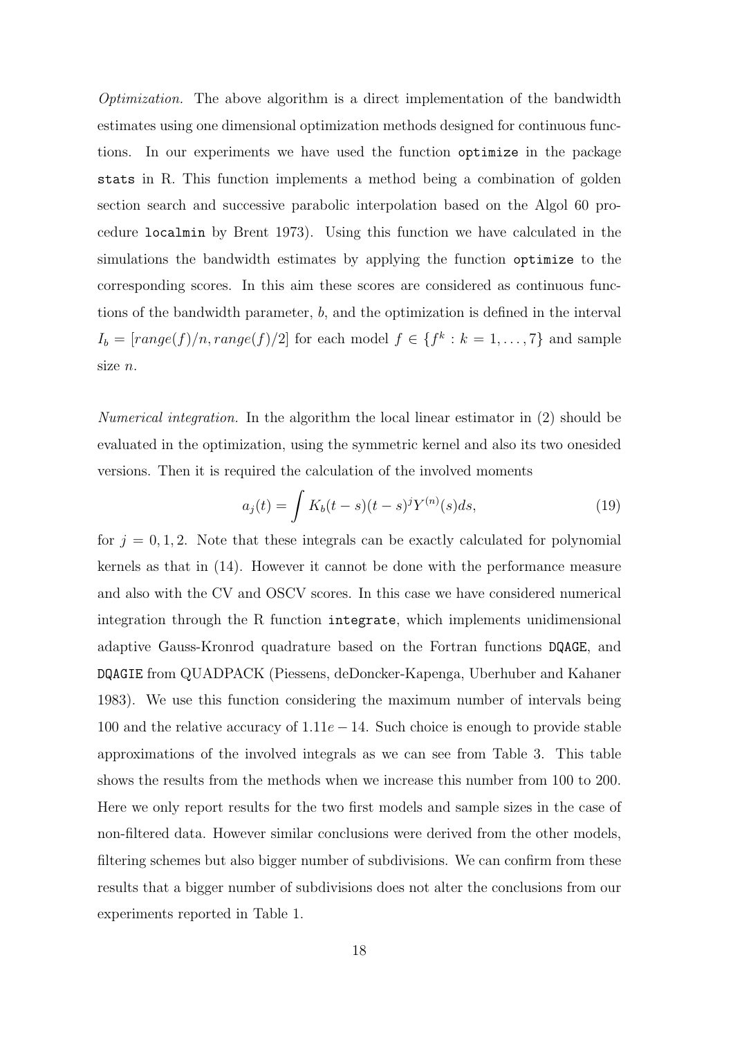*Optimization.* The above algorithm is a direct implementation of the bandwidth estimates using one dimensional optimization methods designed for continuous functions. In our experiments we have used the function `optimize` in the package `stats` in R. This function implements a method being a combination of golden section search and successive parabolic interpolation based on the Algol 60 procedure `localmin` by Brent 1973). Using this function we have calculated in the simulations the bandwidth estimates by applying the function `optimize` to the corresponding scores. In this aim these scores are considered as continuous functions of the bandwidth parameter, $b$, and the optimization is defined in the interval $I_b = [range(f)/n, range(f)/2]$ for each model $f \in \{f^k : k = 1, \dots, 7\}$ and sample size $n$.

*Numerical integration.* In the algorithm the local linear estimator in (2) should be evaluated in the optimization, using the symmetric kernel and also its two onesided versions. Then it is required the calculation of the involved moments

$$a_j(t) = \int K_b(t-s)(t-s)^j Y^{(n)}(s)ds, \tag{19}$$

for $j = 0, 1, 2$. Note that these integrals can be exactly calculated for polynomial kernels as that in (14). However it cannot be done with the performance measure and also with the CV and OSCV scores. In this case we have considered numerical integration through the R function `integrate`, which implements unidimensional adaptive Gauss-Kronrod quadrature based on the Fortran functions `DQAGE`, and `DQAGIE` from QUADPACK (Piessens, deDoncker-Kapenga, Uberhuber and Kahaner 1983). We use this function considering the maximum number of intervals being 100 and the relative accuracy of $1.11e-14$. Such choice is enough to provide stable approximations of the involved integrals as we can see from Table 3. This table shows the results from the methods when we increase this number from 100 to 200. Here we only report results for the two first models and sample sizes in the case of non-filtered data. However similar conclusions were derived from the other models, filtering schemes but also bigger number of subdivisions. We can confirm from these results that a bigger number of subdivisions does not alter the conclusions from our experiments reported in Table 1.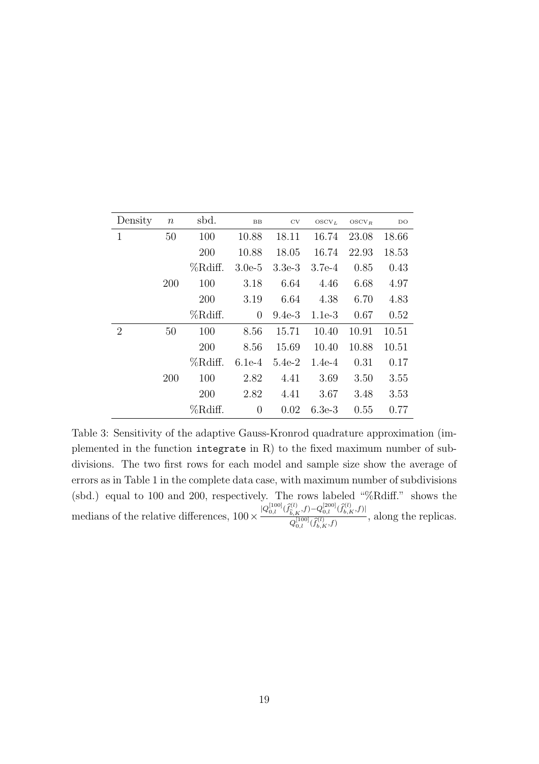| Density | $n$ | sbd. | BB | CV | OSCV$_L$ | OSCV$_R$ | DO |
|---|---|---|---|---|---|---|---|
| 1 | 50 | 100 | 10.88 | 18.11 | 16.74 | 23.08 | 18.66 |
| | | 200 | 10.88 | 18.05 | 16.74 | 22.93 | 18.53 |
| | | %Rdiff. | 3.0e-5 | 3.3e-3 | 3.7e-4 | 0.85 | 0.43 |
| | 200 | 100 | 3.18 | 6.64 | 4.46 | 6.68 | 4.97 |
| | | 200 | 3.19 | 6.64 | 4.38 | 6.70 | 4.83 |
| | | %Rdiff. | 0 | 9.4e-3 | 1.1e-3 | 0.67 | 0.52 |
| 2 | 50 | 100 | 8.56 | 15.71 | 10.40 | 10.91 | 10.51 |
| | | 200 | 8.56 | 15.69 | 10.40 | 10.88 | 10.51 |
| | | %Rdiff. | 6.1e-4 | 5.4e-2 | 1.4e-4 | 0.31 | 0.17 |
| | 200 | 100 | 2.82 | 4.41 | 3.69 | 3.50 | 3.55 |
| | | 200 | 2.82 | 4.41 | 3.67 | 3.48 | 3.53 |
| | | %Rdiff. | 0 | 0.02 | 6.3e-3 | 0.55 | 0.77 |

Table 3: Sensitivity of the adaptive Gauss-Kronrod quadrature approximation (implemented in the function `integrate` in R) to the fixed maximum number of subdivisions. The two first rows for each model and sample size show the average of errors as in Table 1 in the complete data case, with maximum number of subdivisions (sbd.) equal to 100 and 200, respectively. The rows labeled "%Rdiff." shows the medians of the relative differences, $100 \times \frac{|Q_{0,l}^{[100]}(\widehat{f}_{b,K}^{(l)}, f) - Q_{0,l}^{[200]}(\widehat{f}_{b,K}^{(l)}, f)|}{Q_{0,l}^{[100]}(\widehat{f}_{b,K}^{(l)}, f)}$, along the replicas.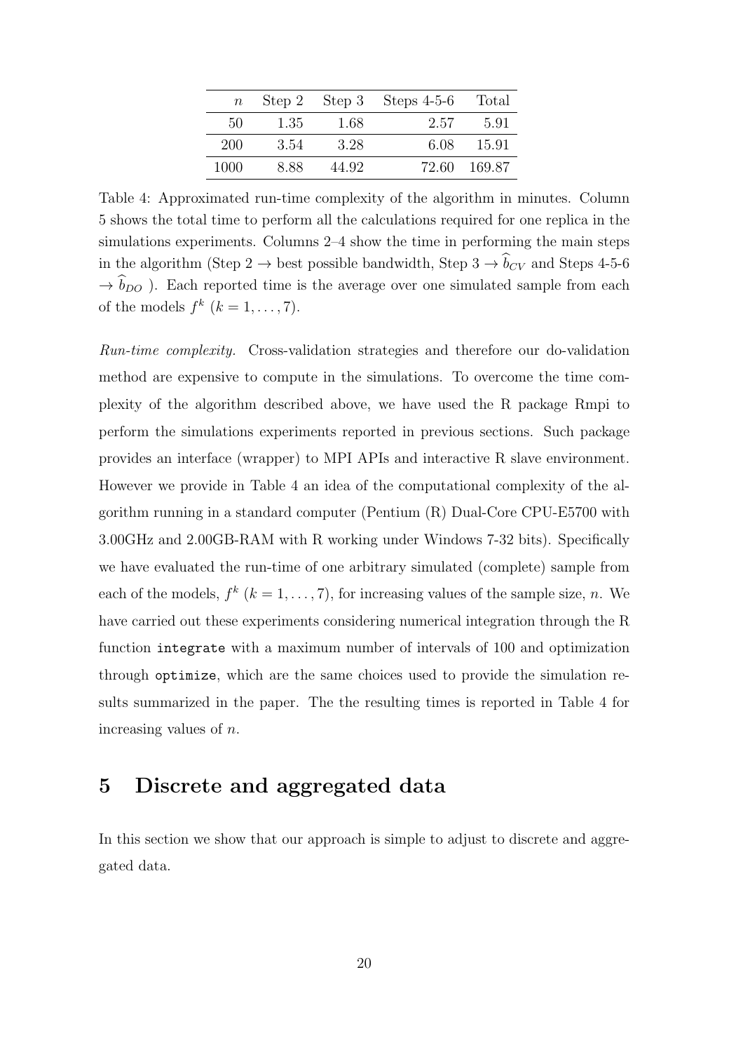| $n$ | Step 2 | Step 3 | Steps 4-5-6 | Total |
|---|---|---|---|---|
| 50 | 1.35 | 1.68 | 2.57 | 5.91 |
| 200 | 3.54 | 3.28 | 6.08 | 15.91 |
| 1000 | 8.88 | 44.92 | 72.60 | 169.87 |

Table 4: Approximated run-time complexity of the algorithm in minutes. Column 5 shows the total time to perform all the calculations required for one replica in the simulations experiments. Columns 2–4 show the time in performing the main steps in the algorithm (Step 2 $\rightarrow$ best possible bandwidth, Step 3 $\rightarrow \widehat{b}_{CV}$ and Steps 4-5-6 $\rightarrow \widehat{b}_{DO}$ ). Each reported time is the average over one simulated sample from each of the models $f^k$ $(k = 1, \ldots, 7)$.

*Run-time complexity.* Cross-validation strategies and therefore our do-validation method are expensive to compute in the simulations. To overcome the time complexity of the algorithm described above, we have used the R package Rmpi to perform the simulations experiments reported in previous sections. Such package provides an interface (wrapper) to MPI APIs and interactive R slave environment. However we provide in Table 4 an idea of the computational complexity of the algorithm running in a standard computer (Pentium (R) Dual-Core CPU-E5700 with 3.00GHz and 2.00GB-RAM with R working under Windows 7-32 bits). Specifically we have evaluated the run-time of one arbitrary simulated (complete) sample from each of the models, $f^k$ $(k = 1, \ldots, 7)$, for increasing values of the sample size, $n$. We have carried out these experiments considering numerical integration through the R function `integrate` with a maximum number of intervals of 100 and optimization through `optimize`, which are the same choices used to provide the simulation results summarized in the paper. The the resulting times is reported in Table 4 for increasing values of $n$.

# 5 Discrete and aggregated data

In this section we show that our approach is simple to adjust to discrete and aggregated data.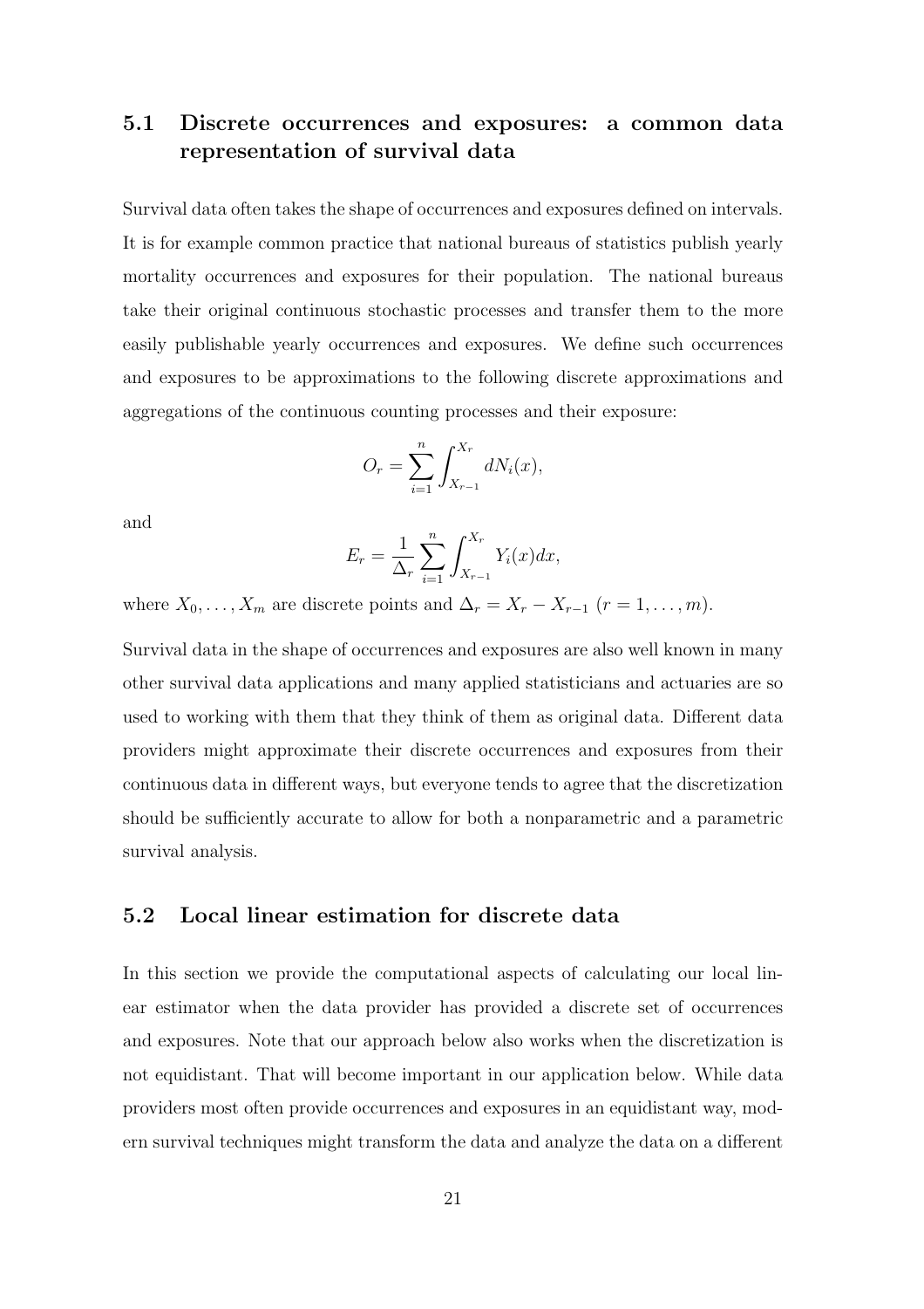## 5.1 Discrete occurrences and exposures: a common data representation of survival data

Survival data often takes the shape of occurrences and exposures defined on intervals. It is for example common practice that national bureaus of statistics publish yearly mortality occurrences and exposures for their population. The national bureaus take their original continuous stochastic processes and transfer them to the more easily publishable yearly occurrences and exposures. We define such occurrences and exposures to be approximations to the following discrete approximations and aggregations of the continuous counting processes and their exposure:

$$O_r = \sum_{i=1}^{n} \int_{X_{r-1}}^{X_r} dN_i(x),$$

and

$$E_r = \frac{1}{\Delta_r} \sum_{i=1}^{n} \int_{X_{r-1}}^{X_r} Y_i(x)dx,$$

where $X_0, \ldots, X_m$ are discrete points and $\Delta_r = X_r - X_{r-1}$ $(r = 1, \ldots, m)$.

Survival data in the shape of occurrences and exposures are also well known in many other survival data applications and many applied statisticians and actuaries are so used to working with them that they think of them as original data. Different data providers might approximate their discrete occurrences and exposures from their continuous data in different ways, but everyone tends to agree that the discretization should be sufficiently accurate to allow for both a nonparametric and a parametric survival analysis.

## 5.2 Local linear estimation for discrete data

In this section we provide the computational aspects of calculating our local linear estimator when the data provider has provided a discrete set of occurrences and exposures. Note that our approach below also works when the discretization is not equidistant. That will become important in our application below. While data providers most often provide occurrences and exposures in an equidistant way, modern survival techniques might transform the data and analyze the data on a different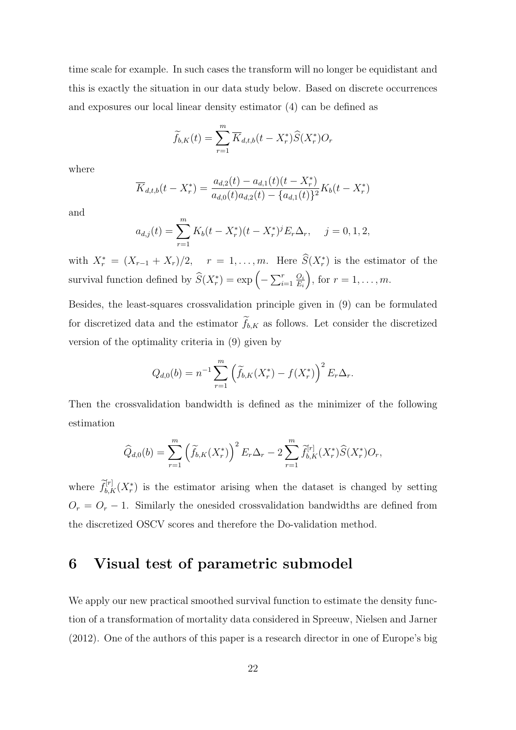time scale for example. In such cases the transform will no longer be equidistant and this is exactly the situation in our data study below. Based on discrete occurrences and exposures our local linear density estimator (4) can be defined as

$$\widetilde{f}_{b,K}(t) = \sum_{r=1}^{m} \overline{K}_{d,t,b}(t - X_r^*)\widehat{S}(X_r^*)O_r$$

where

$$\overline{K}_{d,t,b}(t - X_r^*) = \frac{a_{d,2}(t) - a_{d,1}(t)(t - X_r^*)}{a_{d,0}(t)a_{d,2}(t) - \{a_{d,1}(t)\}^2} K_b(t - X_r^*)$$

and

$$a_{d,j}(t) = \sum_{r=1}^{m} K_b(t - X_r^*)(t - X_r^*)^j E_r \Delta_r, \quad j = 0, 1, 2,$$

with $X_r^* = (X_{r-1} + X_r)/2, \quad r = 1, \ldots, m$. Here $\widehat{S}(X_r^*)$ is the estimator of the survival function defined by $\widehat{S}(X_r^*) = \exp\left(-\sum_{i=1}^{r} \frac{O_i}{E_i}\right)$, for $r = 1, \ldots, m$.

Besides, the least-squares crossvalidation principle given in (9) can be formulated for discretized data and the estimator $\widetilde{f}_{b,K}$ as follows. Let consider the discretized version of the optimality criteria in (9) given by

$$Q_{d,0}(b) = n^{-1} \sum_{r=1}^{m} \left(\widetilde{f}_{b,K}(X_r^*) - f(X_r^*)\right)^2 E_r \Delta_r.$$

Then the crossvalidation bandwidth is defined as the minimizer of the following estimation

$$\widehat{Q}_{d,0}(b) = \sum_{r=1}^{m} \left(\widetilde{f}_{b,K}(X_r^*)\right)^2 E_r \Delta_r - 2 \sum_{r=1}^{m} \widetilde{f}_{b,K}^{[r]}(X_r^*)\widehat{S}(X_r^*)O_r,$$

where $\widetilde{f}_{b,K}^{[r]}(X_r^*)$ is the estimator arising when the dataset is changed by setting $O_r = O_r - 1$. Similarly the onesided crossvalidation bandwidths are defined from the discretized OSCV scores and therefore the Do-validation method.

# 6 Visual test of parametric submodel

We apply our new practical smoothed survival function to estimate the density function of a transformation of mortality data considered in Spreeuw, Nielsen and Jarner (2012). One of the authors of this paper is a research director in one of Europe's big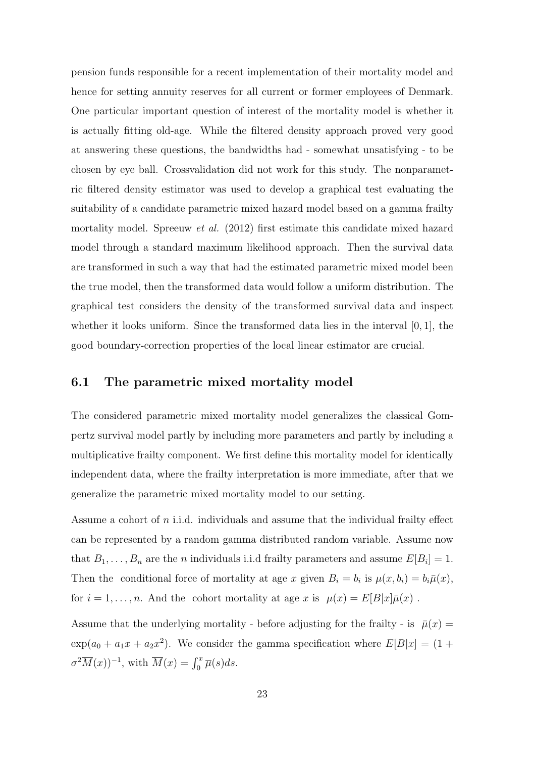pension funds responsible for a recent implementation of their mortality model and hence for setting annuity reserves for all current or former employees of Denmark. One particular important question of interest of the mortality model is whether it is actually fitting old-age. While the filtered density approach proved very good at answering these questions, the bandwidths had - somewhat unsatisfying - to be chosen by eye ball. Crossvalidation did not work for this study. The nonparametric filtered density estimator was used to develop a graphical test evaluating the suitability of a candidate parametric mixed hazard model based on a gamma frailty mortality model. Spreeuw *et al.* (2012) first estimate this candidate mixed hazard model through a standard maximum likelihood approach. Then the survival data are transformed in such a way that had the estimated parametric mixed model been the true model, then the transformed data would follow a uniform distribution. The graphical test considers the density of the transformed survival data and inspect whether it looks uniform. Since the transformed data lies in the interval $[0, 1]$, the good boundary-correction properties of the local linear estimator are crucial.

## 6.1 The parametric mixed mortality model

The considered parametric mixed mortality model generalizes the classical Gompertz survival model partly by including more parameters and partly by including a multiplicative frailty component. We first define this mortality model for identically independent data, where the frailty interpretation is more immediate, after that we generalize the parametric mixed mortality model to our setting.

Assume a cohort of $n$ i.i.d. individuals and assume that the individual frailty effect can be represented by a random gamma distributed random variable. Assume now that $B_1, \ldots, B_n$ are the $n$ individuals i.i.d frailty parameters and assume $E[B_i] = 1$. Then the conditional force of mortality at age $x$ given $B_i = b_i$ is $\mu(x, b_i) = b_i \bar{\mu}(x)$, for $i = 1, \ldots, n$. And the cohort mortality at age $x$ is $\mu(x) = E[B|x]\bar{\mu}(x)$.

Assume that the underlying mortality - before adjusting for the frailty - is $\bar{\mu}(x) = \exp(a_0 + a_1 x + a_2 x^2)$. We consider the gamma specification where $E[B|x] = (1 + \sigma^2 \overline{M}(x))^{-1}$, with $\overline{M}(x) = \int_0^x \overline{\mu}(s)ds$.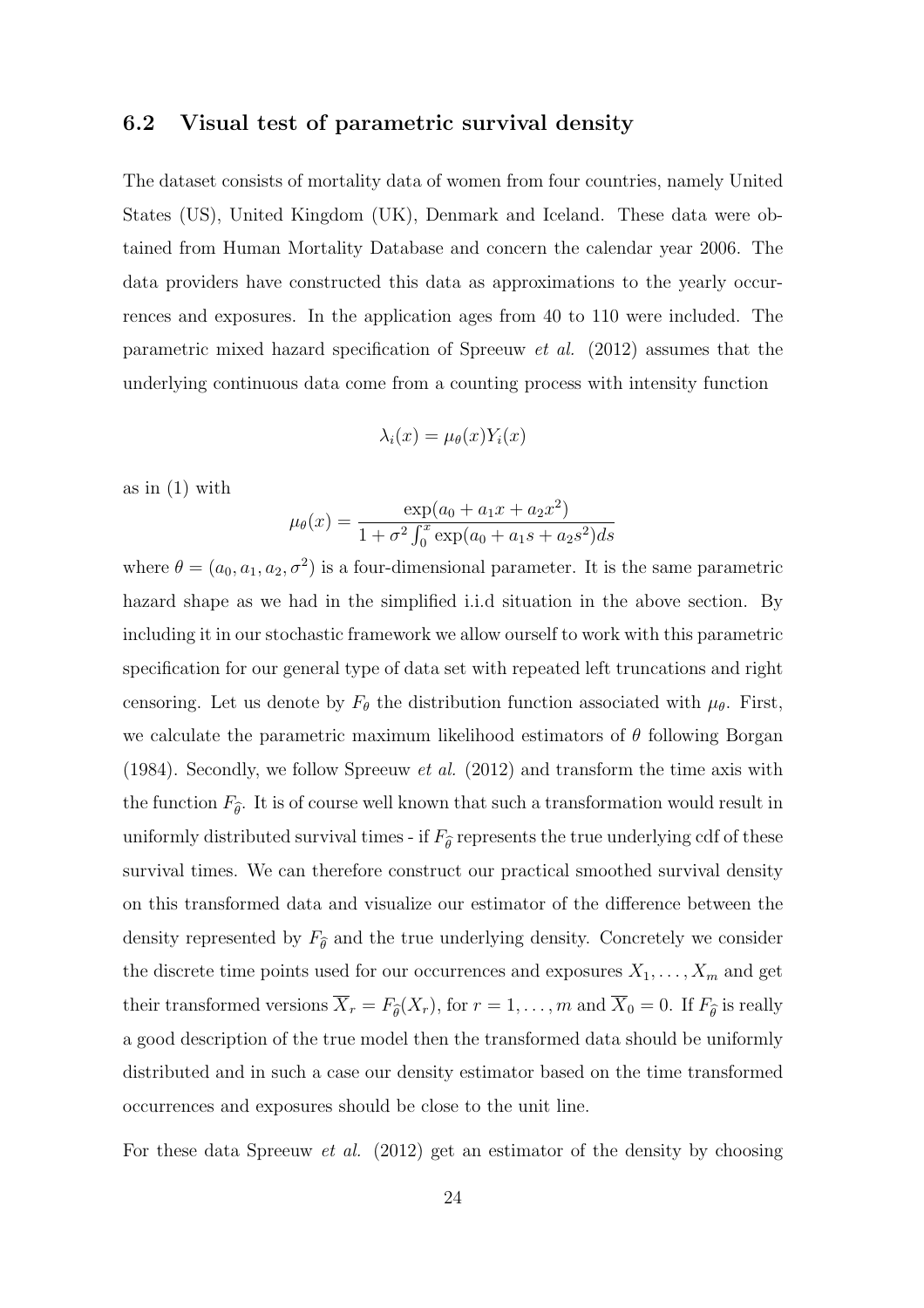### 6.2 Visual test of parametric survival density

The dataset consists of mortality data of women from four countries, namely United States (US), United Kingdom (UK), Denmark and Iceland. These data were obtained from Human Mortality Database and concern the calendar year 2006. The data providers have constructed this data as approximations to the yearly occurrences and exposures. In the application ages from 40 to 110 were included. The parametric mixed hazard specification of Spreeuw *et al.* (2012) assumes that the underlying continuous data come from a counting process with intensity function

$$\lambda_i(x) = \mu_\theta(x) Y_i(x)$$

as in (1) with

$$\mu_\theta(x) = \frac{\exp(a_0 + a_1 x + a_2 x^2)}{1 + \sigma^2 \int_0^x \exp(a_0 + a_1 s + a_2 s^2) ds}$$

where $\theta = (a_0, a_1, a_2, \sigma^2)$ is a four-dimensional parameter. It is the same parametric hazard shape as we had in the simplified i.i.d situation in the above section. By including it in our stochastic framework we allow ourself to work with this parametric specification for our general type of data set with repeated left truncations and right censoring. Let us denote by $F_\theta$ the distribution function associated with $\mu_\theta$. First, we calculate the parametric maximum likelihood estimators of $\theta$ following Borgan (1984). Secondly, we follow Spreeuw *et al.* (2012) and transform the time axis with the function $F_{\widehat{\theta}}$. It is of course well known that such a transformation would result in uniformly distributed survival times - if $F_{\widehat{\theta}}$ represents the true underlying cdf of these survival times. We can therefore construct our practical smoothed survival density on this transformed data and visualize our estimator of the difference between the density represented by $F_{\widehat{\theta}}$ and the true underlying density. Concretely we consider the discrete time points used for our occurrences and exposures $X_1, \ldots, X_m$ and get their transformed versions $\overline{X}_r = F_{\widehat{\theta}}(X_r)$, for $r = 1, \ldots, m$ and $\overline{X}_0 = 0$. If $F_{\widehat{\theta}}$ is really a good description of the true model then the transformed data should be uniformly distributed and in such a case our density estimator based on the time transformed occurrences and exposures should be close to the unit line.

For these data Spreeuw *et al.* (2012) get an estimator of the density by choosing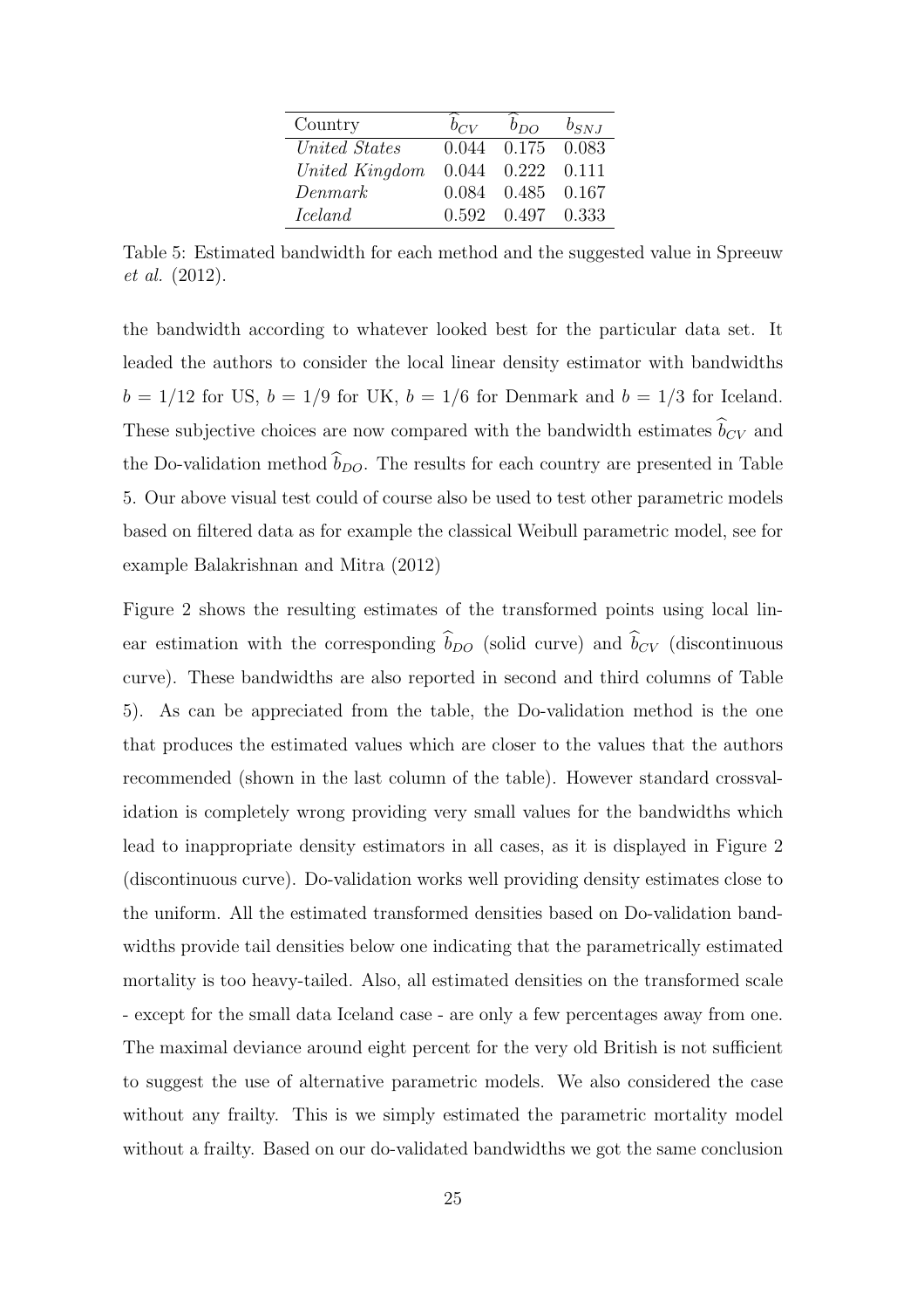| Country | $\widehat{b}_{CV}$ | $\widehat{b}_{DO}$ | $b_{SNJ}$ |
|---|---|---|---|
| *United States* | 0.044 | 0.175 | 0.083 |
| *United Kingdom* | 0.044 | 0.222 | 0.111 |
| *Denmark* | 0.084 | 0.485 | 0.167 |
| *Iceland* | 0.592 | 0.497 | 0.333 |

Table 5: Estimated bandwidth for each method and the suggested value in Spreeuw *et al.* (2012).

the bandwidth according to whatever looked best for the particular data set. It leaded the authors to consider the local linear density estimator with bandwidths $b = 1/12$ for US, $b = 1/9$ for UK, $b = 1/6$ for Denmark and $b = 1/3$ for Iceland. These subjective choices are now compared with the bandwidth estimates $\widehat{b}_{CV}$ and the Do-validation method $\widehat{b}_{DO}$. The results for each country are presented in Table 5. Our above visual test could of course also be used to test other parametric models based on filtered data as for example the classical Weibull parametric model, see for example Balakrishnan and Mitra (2012)

Figure 2 shows the resulting estimates of the transformed points using local linear estimation with the corresponding $\widehat{b}_{DO}$ (solid curve) and $\widehat{b}_{CV}$ (discontinuous curve). These bandwidths are also reported in second and third columns of Table 5). As can be appreciated from the table, the Do-validation method is the one that produces the estimated values which are closer to the values that the authors recommended (shown in the last column of the table). However standard crossvalidation is completely wrong providing very small values for the bandwidths which lead to inappropriate density estimators in all cases, as it is displayed in Figure 2 (discontinuous curve). Do-validation works well providing density estimates close to the uniform. All the estimated transformed densities based on Do-validation bandwidths provide tail densities below one indicating that the parametrically estimated mortality is too heavy-tailed. Also, all estimated densities on the transformed scale - except for the small data Iceland case - are only a few percentages away from one. The maximal deviance around eight percent for the very old British is not sufficient to suggest the use of alternative parametric models. We also considered the case without any frailty. This is we simply estimated the parametric mortality model without a frailty. Based on our do-validated bandwidths we got the same conclusion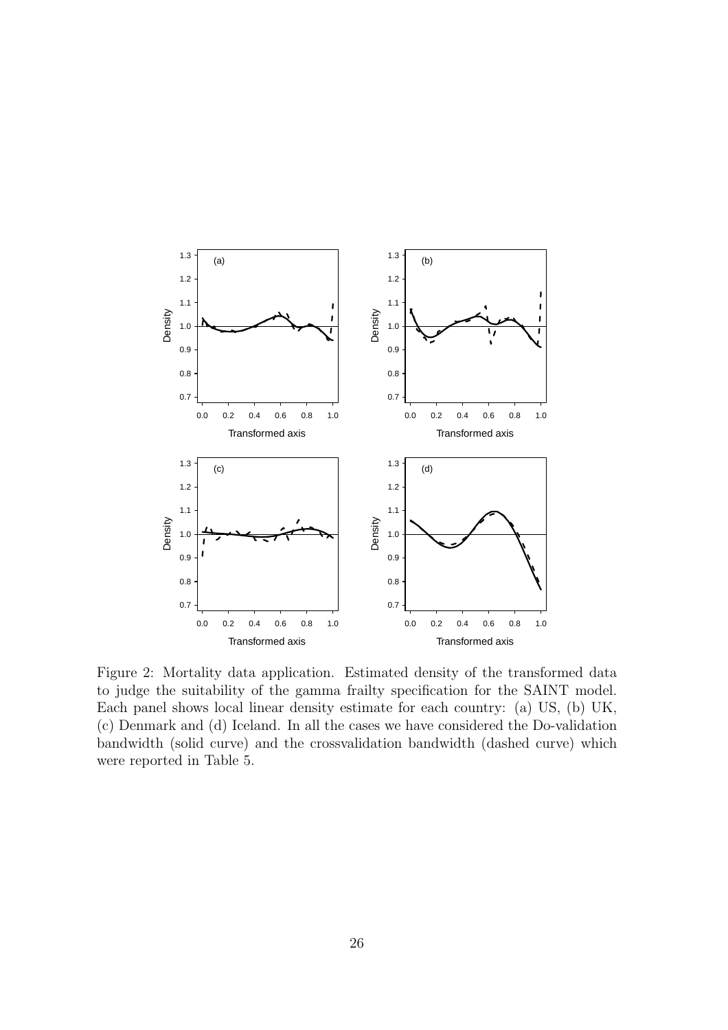Figure 2: Mortality data application. Estimated density of the transformed data to judge the suitability of the gamma frailty specification for the SAINT model. Each panel shows local linear density estimate for each country: (a) US, (b) UK, (c) Denmark and (d) Iceland. In all the cases we have considered the Do-validation bandwidth (solid curve) and the crossvalidation bandwidth (dashed curve) which were reported in Table 5.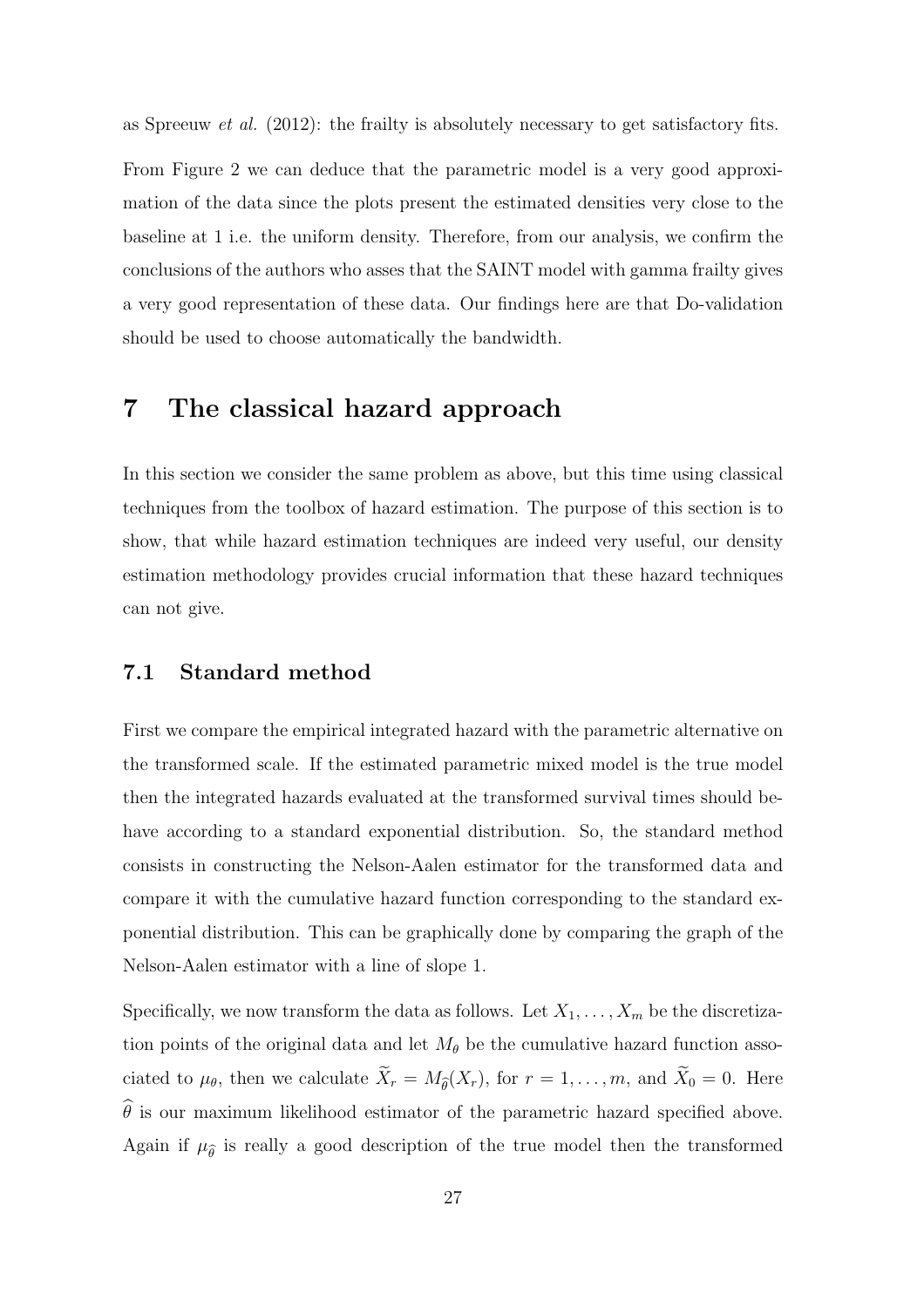as Spreeuw *et al.* (2012): the frailty is absolutely necessary to get satisfactory fits.

From Figure 2 we can deduce that the parametric model is a very good approximation of the data since the plots present the estimated densities very close to the baseline at 1 i.e. the uniform density. Therefore, from our analysis, we confirm the conclusions of the authors who asses that the SAINT model with gamma frailty gives a very good representation of these data. Our findings here are that Do-validation should be used to choose automatically the bandwidth.

# 7 The classical hazard approach

In this section we consider the same problem as above, but this time using classical techniques from the toolbox of hazard estimation. The purpose of this section is to show, that while hazard estimation techniques are indeed very useful, our density estimation methodology provides crucial information that these hazard techniques can not give.

## 7.1 Standard method

First we compare the empirical integrated hazard with the parametric alternative on the transformed scale. If the estimated parametric mixed model is the true model then the integrated hazards evaluated at the transformed survival times should behave according to a standard exponential distribution. So, the standard method consists in constructing the Nelson-Aalen estimator for the transformed data and compare it with the cumulative hazard function corresponding to the standard exponential distribution. This can be graphically done by comparing the graph of the Nelson-Aalen estimator with a line of slope 1.

Specifically, we now transform the data as follows. Let $X_1, \ldots, X_m$ be the discretization points of the original data and let $M_\theta$ be the cumulative hazard function associated to $\mu_\theta$, then we calculate $\widetilde{X}_r = M_{\widehat{\theta}}(X_r)$, for $r = 1, \ldots, m$, and $\widetilde{X}_0 = 0$. Here $\widehat{\theta}$ is our maximum likelihood estimator of the parametric hazard specified above. Again if $\mu_{\widehat{\theta}}$ is really a good description of the true model then the transformed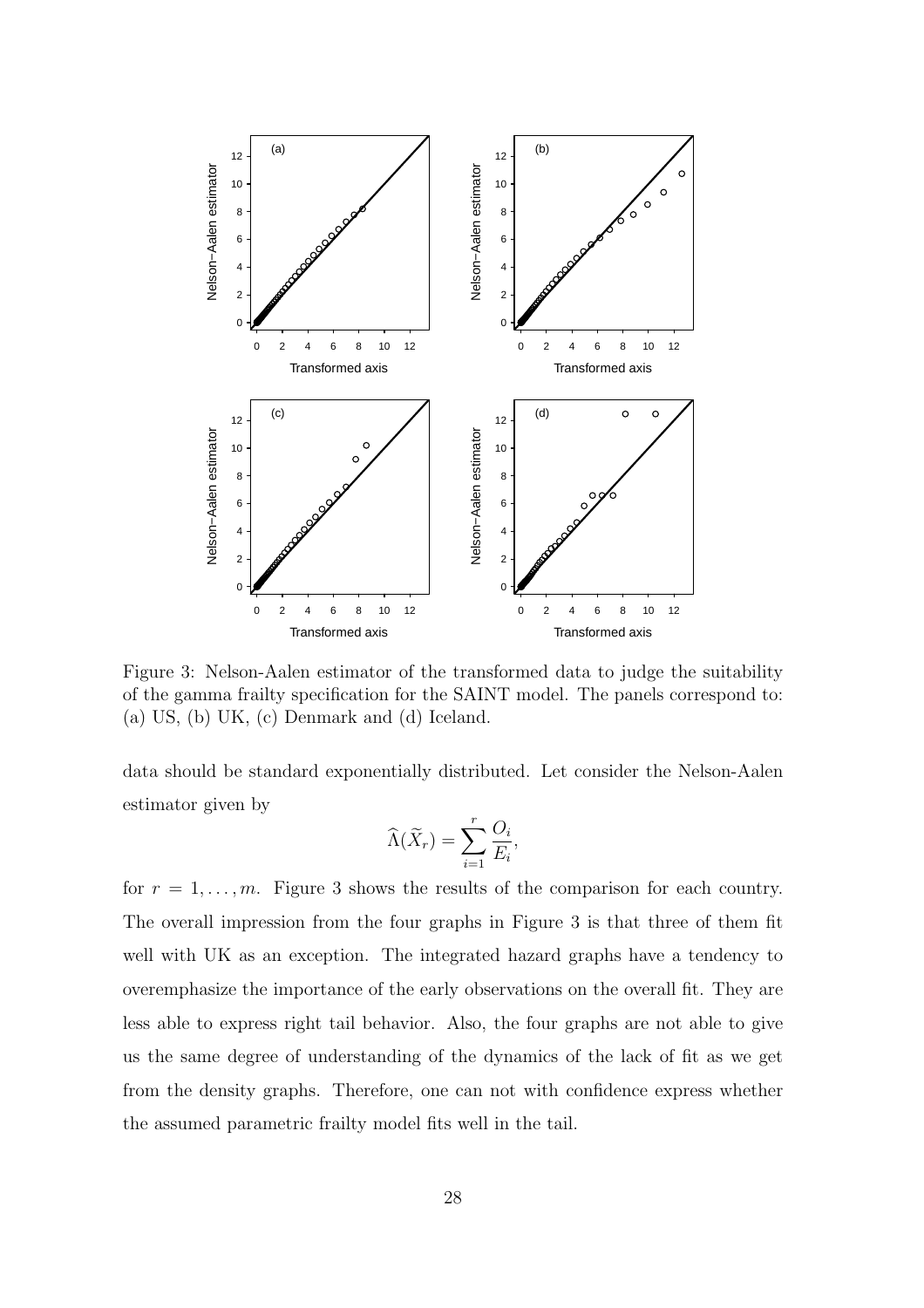Figure 3: Nelson-Aalen estimator of the transformed data to judge the suitability of the gamma frailty specification for the SAINT model. The panels correspond to: (a) US, (b) UK, (c) Denmark and (d) Iceland.

data should be standard exponentially distributed. Let consider the Nelson-Aalen estimator given by

$$\widehat{\Lambda}(\widetilde{X}_r) = \sum_{i=1}^{r} \frac{O_i}{E_i},$$

for $r = 1, \ldots, m$. Figure 3 shows the results of the comparison for each country. The overall impression from the four graphs in Figure 3 is that three of them fit well with UK as an exception. The integrated hazard graphs have a tendency to overemphasize the importance of the early observations on the overall fit. They are less able to express right tail behavior. Also, the four graphs are not able to give us the same degree of understanding of the dynamics of the lack of fit as we get from the density graphs. Therefore, one can not with confidence express whether the assumed parametric frailty model fits well in the tail.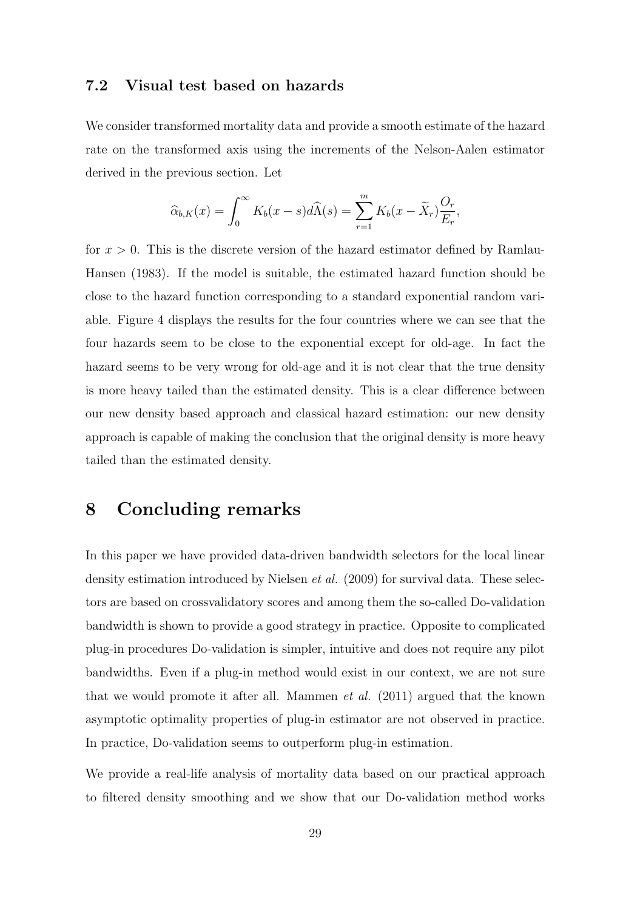### 7.2 Visual test based on hazards

We consider transformed mortality data and provide a smooth estimate of the hazard rate on the transformed axis using the increments of the Nelson-Aalen estimator derived in the previous section. Let

$$\widehat{\alpha}_{b,K}(x) = \int_0^\infty K_b(x-s)d\widehat{\Lambda}(s) = \sum_{r=1}^{m} K_b(x-\widetilde{X}_r)\frac{O_r}{E_r},$$

for $x > 0$. This is the discrete version of the hazard estimator defined by Ramlau-Hansen (1983). If the model is suitable, the estimated hazard function should be close to the hazard function corresponding to a standard exponential random variable. Figure 4 displays the results for the four countries where we can see that the four hazards seem to be close to the exponential except for old-age. In fact the hazard seems to be very wrong for old-age and it is not clear that the true density is more heavy tailed than the estimated density. This is a clear difference between our new density based approach and classical hazard estimation: our new density approach is capable of making the conclusion that the original density is more heavy tailed than the estimated density.

# 8 Concluding remarks

In this paper we have provided data-driven bandwidth selectors for the local linear density estimation introduced by Nielsen *et al.* (2009) for survival data. These selectors are based on crossvalidatory scores and among them the so-called Do-validation bandwidth is shown to provide a good strategy in practice. Opposite to complicated plug-in procedures Do-validation is simpler, intuitive and does not require any pilot bandwidths. Even if a plug-in method would exist in our context, we are not sure that we would promote it after all. Mammen *et al.* (2011) argued that the known asymptotic optimality properties of plug-in estimator are not observed in practice. In practice, Do-validation seems to outperform plug-in estimation.

We provide a real-life analysis of mortality data based on our practical approach to filtered density smoothing and we show that our Do-validation method works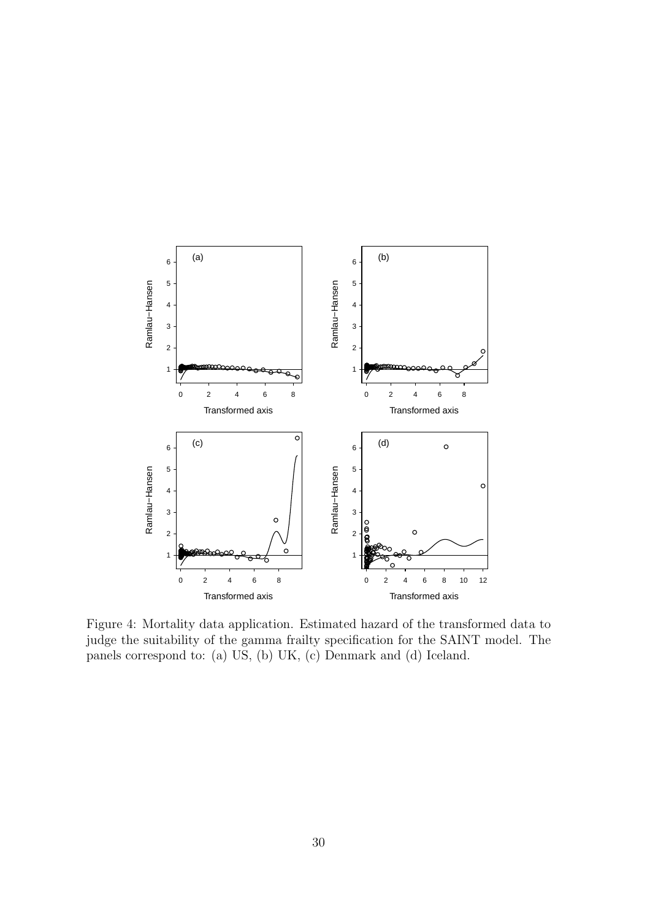Figure 4: Mortality data application. Estimated hazard of the transformed data to judge the suitability of the gamma frailty specification for the SAINT model. The panels correspond to: (a) US, (b) UK, (c) Denmark and (d) Iceland.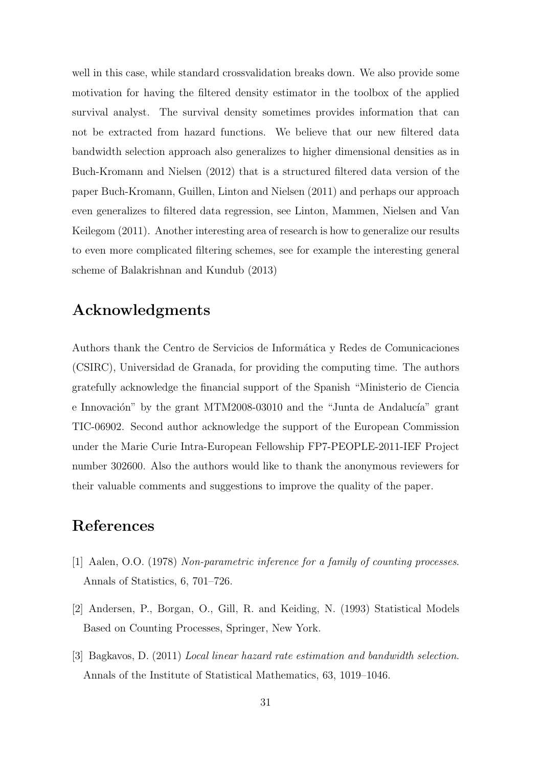well in this case, while standard crossvalidation breaks down. We also provide some motivation for having the filtered density estimator in the toolbox of the applied survival analyst. The survival density sometimes provides information that can not be extracted from hazard functions. We believe that our new filtered data bandwidth selection approach also generalizes to higher dimensional densities as in Buch-Kromann and Nielsen (2012) that is a structured filtered data version of the paper Buch-Kromann, Guillen, Linton and Nielsen (2011) and perhaps our approach even generalizes to filtered data regression, see Linton, Mammen, Nielsen and Van Keilegom (2011). Another interesting area of research is how to generalize our results to even more complicated filtering schemes, see for example the interesting general scheme of Balakrishnan and Kundub (2013)

## Acknowledgments

Authors thank the Centro de Servicios de Informática y Redes de Comunicaciones (CSIRC), Universidad de Granada, for providing the computing time. The authors gratefully acknowledge the financial support of the Spanish "Ministerio de Ciencia e Innovación" by the grant MTM2008-03010 and the "Junta de Andalucía" grant TIC-06902. Second author acknowledge the support of the European Commission under the Marie Curie Intra-European Fellowship FP7-PEOPLE-2011-IEF Project number 302600. Also the authors would like to thank the anonymous reviewers for their valuable comments and suggestions to improve the quality of the paper.

## References

[1] Aalen, O.O. (1978) *Non-parametric inference for a family of counting processes*. Annals of Statistics, 6, 701–726.

[2] Andersen, P., Borgan, O., Gill, R. and Keiding, N. (1993) Statistical Models Based on Counting Processes, Springer, New York.

[3] Bagkavos, D. (2011) *Local linear hazard rate estimation and bandwidth selection*. Annals of the Institute of Statistical Mathematics, 63, 1019–1046.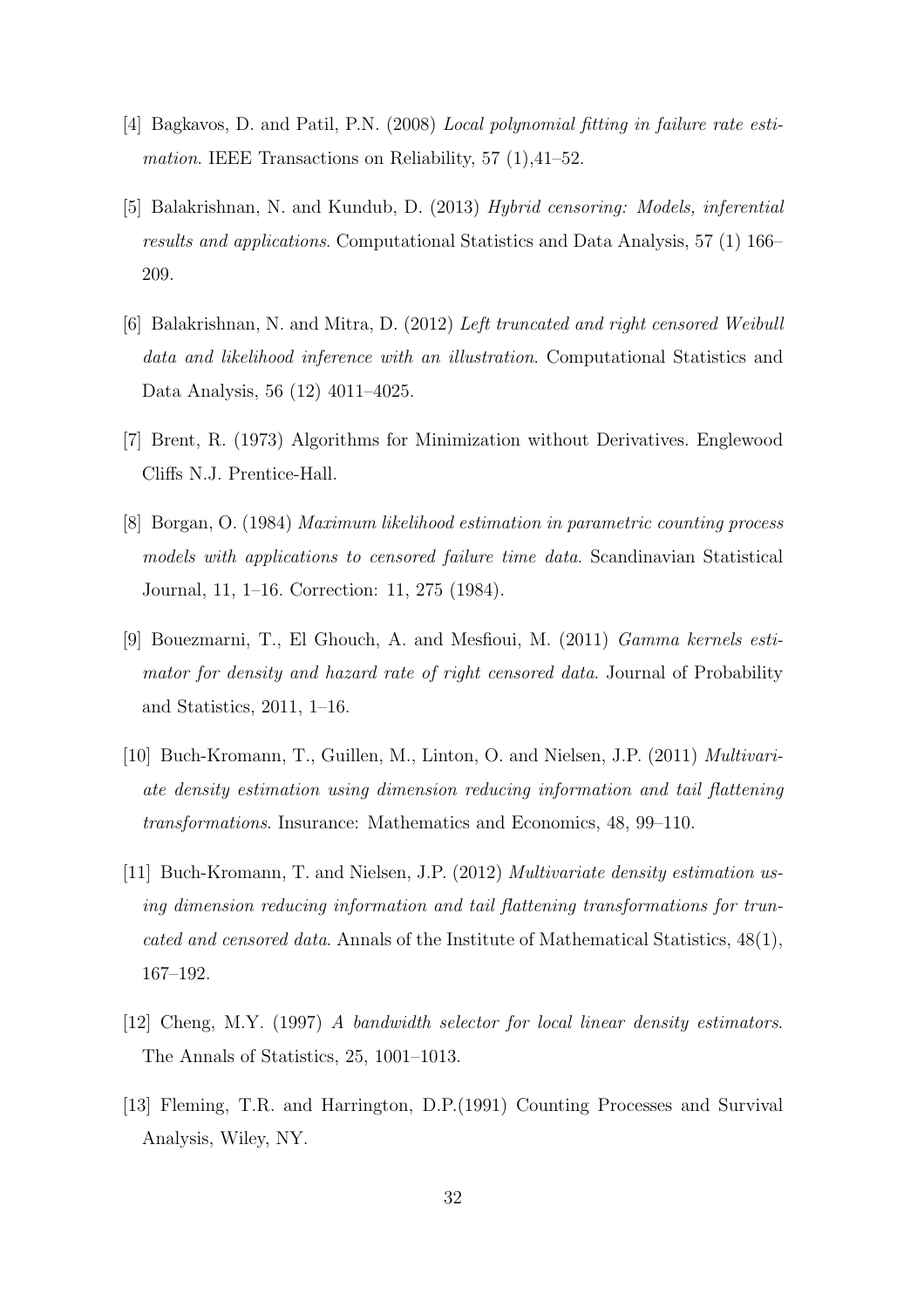[4] Bagkavos, D. and Patil, P.N. (2008) *Local polynomial fitting in failure rate estimation*. IEEE Transactions on Reliability, 57 (1),41–52.

[5] Balakrishnan, N. and Kundub, D. (2013) *Hybrid censoring: Models, inferential results and applications*. Computational Statistics and Data Analysis, 57 (1) 166–209.

[6] Balakrishnan, N. and Mitra, D. (2012) *Left truncated and right censored Weibull data and likelihood inference with an illustration*. Computational Statistics and Data Analysis, 56 (12) 4011–4025.

[7] Brent, R. (1973) Algorithms for Minimization without Derivatives. Englewood Cliffs N.J. Prentice-Hall.

[8] Borgan, O. (1984) *Maximum likelihood estimation in parametric counting process models with applications to censored failure time data*. Scandinavian Statistical Journal, 11, 1–16. Correction: 11, 275 (1984).

[9] Bouezmarni, T., El Ghouch, A. and Mesfioui, M. (2011) *Gamma kernels estimator for density and hazard rate of right censored data*. Journal of Probability and Statistics, 2011, 1–16.

[10] Buch-Kromann, T., Guillen, M., Linton, O. and Nielsen, J.P. (2011) *Multivariate density estimation using dimension reducing information and tail flattening transformations*. Insurance: Mathematics and Economics, 48, 99–110.

[11] Buch-Kromann, T. and Nielsen, J.P. (2012) *Multivariate density estimation using dimension reducing information and tail flattening transformations for truncated and censored data*. Annals of the Institute of Mathematical Statistics, 48(1), 167–192.

[12] Cheng, M.Y. (1997) *A bandwidth selector for local linear density estimators*. The Annals of Statistics, 25, 1001–1013.

[13] Fleming, T.R. and Harrington, D.P.(1991) Counting Processes and Survival Analysis, Wiley, NY.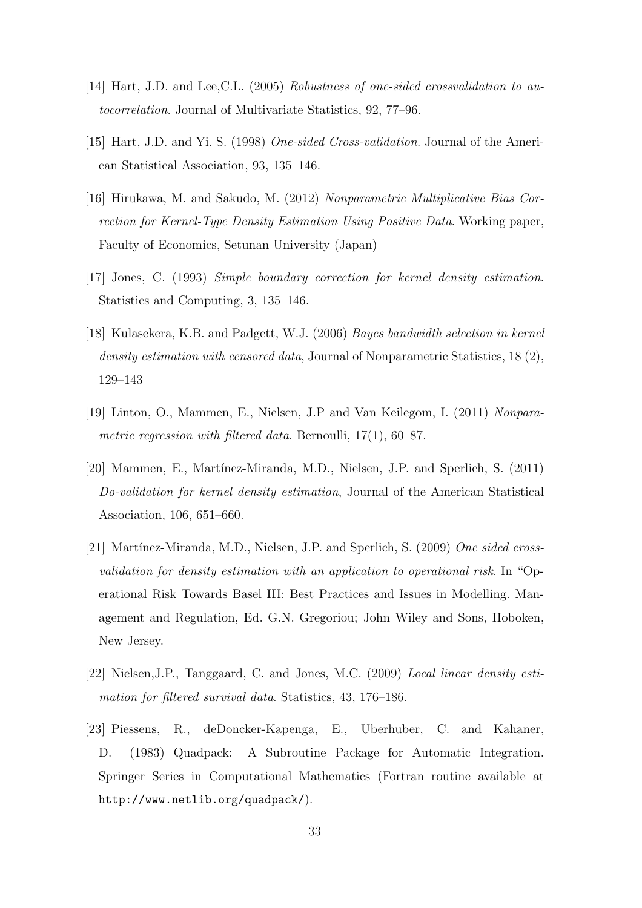[14] Hart, J.D. and Lee,C.L. (2005) *Robustness of one-sided crossvalidation to autocorrelation*. Journal of Multivariate Statistics, 92, 77–96.

[15] Hart, J.D. and Yi. S. (1998) *One-sided Cross-validation*. Journal of the American Statistical Association, 93, 135–146.

[16] Hirukawa, M. and Sakudo, M. (2012) *Nonparametric Multiplicative Bias Correction for Kernel-Type Density Estimation Using Positive Data*. Working paper, Faculty of Economics, Setunan University (Japan)

[17] Jones, C. (1993) *Simple boundary correction for kernel density estimation*. Statistics and Computing, 3, 135–146.

[18] Kulasekera, K.B. and Padgett, W.J. (2006) *Bayes bandwidth selection in kernel density estimation with censored data*, Journal of Nonparametric Statistics, 18 (2), 129–143

[19] Linton, O., Mammen, E., Nielsen, J.P and Van Keilegom, I. (2011) *Nonparametric regression with filtered data*. Bernoulli, 17(1), 60–87.

[20] Mammen, E., Martínez-Miranda, M.D., Nielsen, J.P. and Sperlich, S. (2011) *Do-validation for kernel density estimation*, Journal of the American Statistical Association, 106, 651–660.

[21] Martínez-Miranda, M.D., Nielsen, J.P. and Sperlich, S. (2009) *One sided cross-validation for density estimation with an application to operational risk*. In "Operational Risk Towards Basel III: Best Practices and Issues in Modelling. Management and Regulation, Ed. G.N. Gregoriou; John Wiley and Sons, Hoboken, New Jersey.

[22] Nielsen,J.P., Tanggaard, C. and Jones, M.C. (2009) *Local linear density estimation for filtered survival data*. Statistics, 43, 176–186.

[23] Piessens, R., deDoncker-Kapenga, E., Uberhuber, C. and Kahaner, D. (1983) Quadpack: A Subroutine Package for Automatic Integration. Springer Series in Computational Mathematics (Fortran routine available at `http://www.netlib.org/quadpack/`).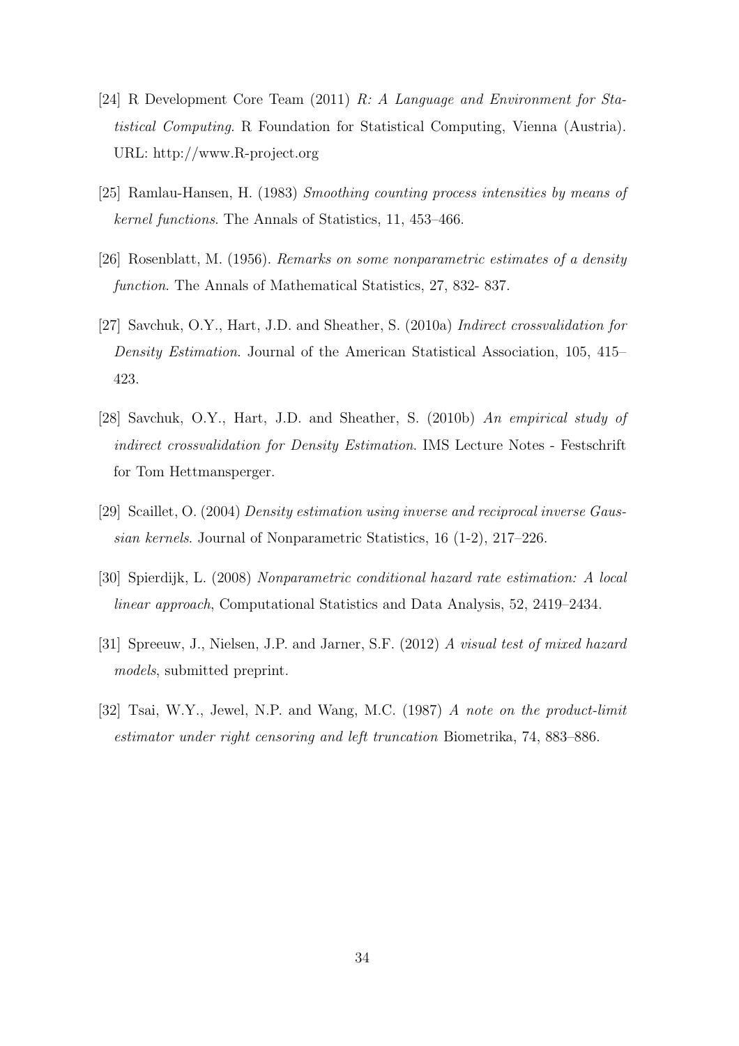[24] R Development Core Team (2011) *R: A Language and Environment for Statistical Computing*. R Foundation for Statistical Computing, Vienna (Austria). URL: http://www.R-project.org

[25] Ramlau-Hansen, H. (1983) *Smoothing counting process intensities by means of kernel functions*. The Annals of Statistics, 11, 453–466.

[26] Rosenblatt, M. (1956). *Remarks on some nonparametric estimates of a density function*. The Annals of Mathematical Statistics, 27, 832- 837.

[27] Savchuk, O.Y., Hart, J.D. and Sheather, S. (2010a) *Indirect crossvalidation for Density Estimation*. Journal of the American Statistical Association, 105, 415–423.

[28] Savchuk, O.Y., Hart, J.D. and Sheather, S. (2010b) *An empirical study of indirect crossvalidation for Density Estimation*. IMS Lecture Notes - Festschrift for Tom Hettmansperger.

[29] Scaillet, O. (2004) *Density estimation using inverse and reciprocal inverse Gaussian kernels*. Journal of Nonparametric Statistics, 16 (1-2), 217–226.

[30] Spierdijk, L. (2008) *Nonparametric conditional hazard rate estimation: A local linear approach*, Computational Statistics and Data Analysis, 52, 2419–2434.

[31] Spreeuw, J., Nielsen, J.P. and Jarner, S.F. (2012) *A visual test of mixed hazard models*, submitted preprint.

[32] Tsai, W.Y., Jewel, N.P. and Wang, M.C. (1987) *A note on the product-limit estimator under right censoring and left truncation* Biometrika, 74, 883–886.